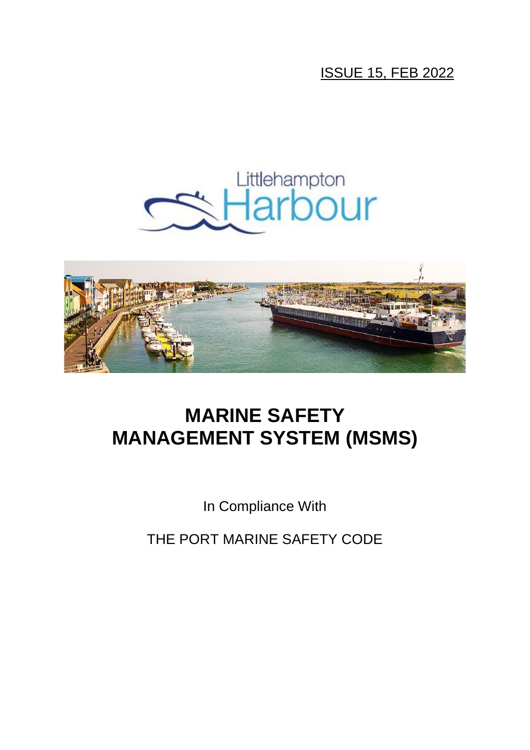ISSUE 15, FEB 2022

Littlehampton Harbour

# MARINE SAFETY MANAGEMENT SYSTEM (MSMS)

In Compliance With

THE PORT MARINE SAFETY CODE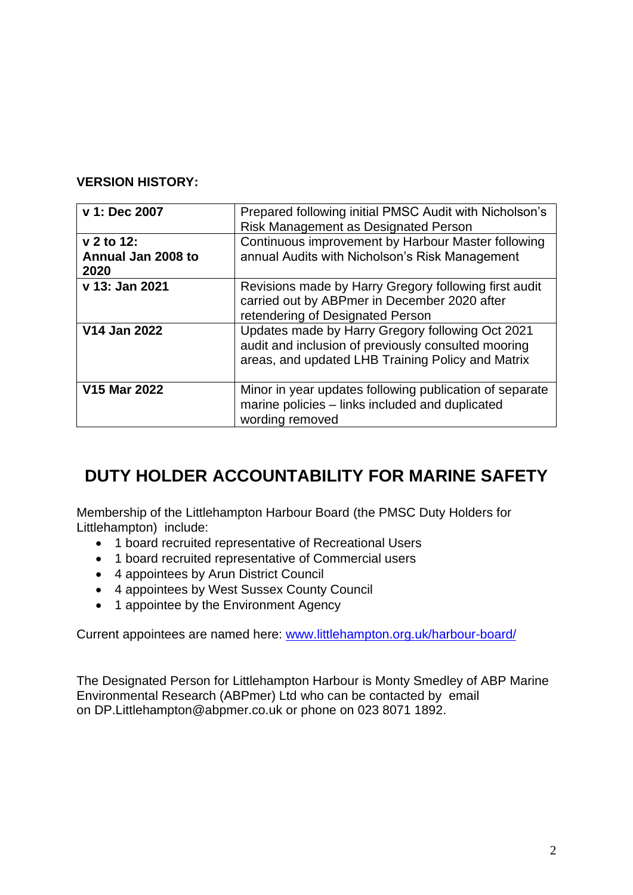**VERSION HISTORY:**

| | |
|---|---|
| **v 1: Dec 2007** | Prepared following initial PMSC Audit with Nicholson's Risk Management as Designated Person |
| **v 2 to 12: Annual Jan 2008 to 2020** | Continuous improvement by Harbour Master following annual Audits with Nicholson's Risk Management |
| **v 13: Jan 2021** | Revisions made by Harry Gregory following first audit carried out by ABPmer in December 2020 after retendering of Designated Person |
| **V14 Jan 2022** | Updates made by Harry Gregory following Oct 2021 audit and inclusion of previously consulted mooring areas, and updated LHB Training Policy and Matrix |
| **V15 Mar 2022** | Minor in year updates following publication of separate marine policies – links included and duplicated wording removed |

## DUTY HOLDER ACCOUNTABILITY FOR MARINE SAFETY

Membership of the Littlehampton Harbour Board (the PMSC Duty Holders for Littlehampton) include:

- 1 board recruited representative of Recreational Users
- 1 board recruited representative of Commercial users
- 4 appointees by Arun District Council
- 4 appointees by West Sussex County Council
- 1 appointee by the Environment Agency

Current appointees are named here: [www.littlehampton.org.uk/harbour-board/](http://www.littlehampton.org.uk/harbour-board/)

The Designated Person for Littlehampton Harbour is Monty Smedley of ABP Marine Environmental Research (ABPmer) Ltd who can be contacted by email on DP.Littlehampton@abpmer.co.uk or phone on 023 8071 1892.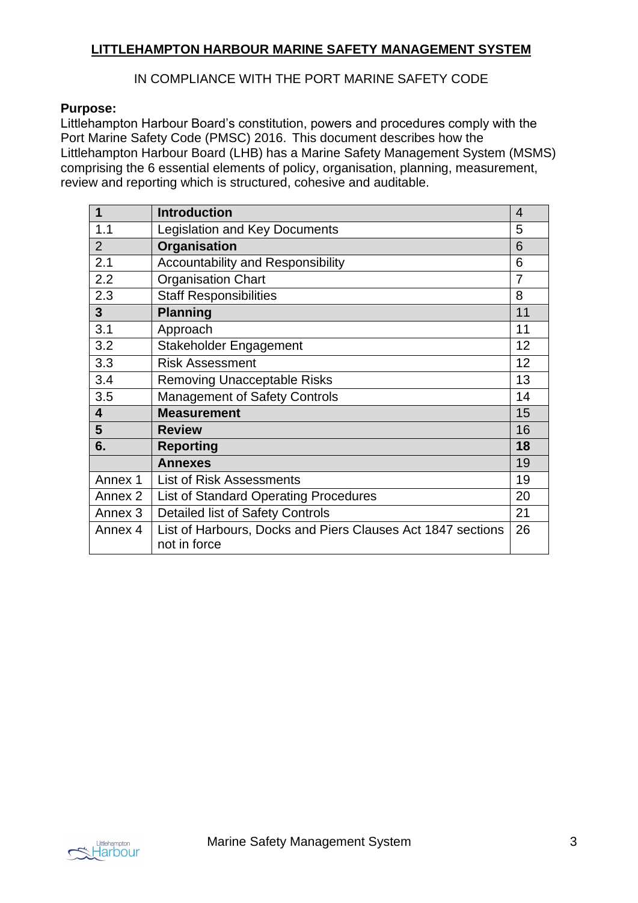**LITTLEHAMPTON HARBOUR MARINE SAFETY MANAGEMENT SYSTEM**

IN COMPLIANCE WITH THE PORT MARINE SAFETY CODE

**Purpose:**
Littlehampton Harbour Board's constitution, powers and procedures comply with the Port Marine Safety Code (PMSC) 2016. This document describes how the Littlehampton Harbour Board (LHB) has a Marine Safety Management System (MSMS) comprising the 6 essential elements of policy, organisation, planning, measurement, review and reporting which is structured, cohesive and auditable.

| **1** | **Introduction** | 4 |
|---|---|---|
| 1.1 | Legislation and Key Documents | 5 |
| 2 | **Organisation** | 6 |
| 2.1 | Accountability and Responsibility | 6 |
| 2.2 | Organisation Chart | 7 |
| 2.3 | Staff Responsibilities | 8 |
| **3** | **Planning** | 11 |
| 3.1 | Approach | 11 |
| 3.2 | Stakeholder Engagement | 12 |
| 3.3 | Risk Assessment | 12 |
| 3.4 | Removing Unacceptable Risks | 13 |
| 3.5 | Management of Safety Controls | 14 |
| **4** | **Measurement** | 15 |
| **5** | **Review** | 16 |
| **6.** | **Reporting** | **18** |
| | **Annexes** | 19 |
| Annex 1 | List of Risk Assessments | 19 |
| Annex 2 | List of Standard Operating Procedures | 20 |
| Annex 3 | Detailed list of Safety Controls | 21 |
| Annex 4 | List of Harbours, Docks and Piers Clauses Act 1847 sections not in force | 26 |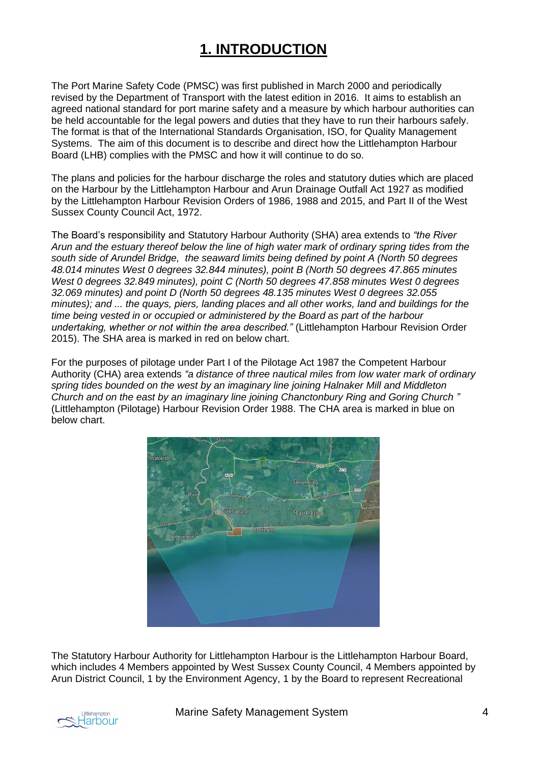# 1. INTRODUCTION

The Port Marine Safety Code (PMSC) was first published in March 2000 and periodically revised by the Department of Transport with the latest edition in 2016. It aims to establish an agreed national standard for port marine safety and a measure by which harbour authorities can be held accountable for the legal powers and duties that they have to run their harbours safely. The format is that of the International Standards Organisation, ISO, for Quality Management Systems. The aim of this document is to describe and direct how the Littlehampton Harbour Board (LHB) complies with the PMSC and how it will continue to do so.

The plans and policies for the harbour discharge the roles and statutory duties which are placed on the Harbour by the Littlehampton Harbour and Arun Drainage Outfall Act 1927 as modified by the Littlehampton Harbour Revision Orders of 1986, 1988 and 2015, and Part II of the West Sussex County Council Act, 1972.

The Board's responsibility and Statutory Harbour Authority (SHA) area extends to *"the River Arun and the estuary thereof below the line of high water mark of ordinary spring tides from the south side of Arundel Bridge, the seaward limits being defined by point A (North 50 degrees 48.014 minutes West 0 degrees 32.844 minutes), point B (North 50 degrees 47.865 minutes West 0 degrees 32.849 minutes), point C (North 50 degrees 47.858 minutes West 0 degrees 32.069 minutes) and point D (North 50 degrees 48.135 minutes West 0 degrees 32.055 minutes); and ... the quays, piers, landing places and all other works, land and buildings for the time being vested in or occupied or administered by the Board as part of the harbour undertaking, whether or not within the area described."* (Littlehampton Harbour Revision Order 2015). The SHA area is marked in red on below chart.

For the purposes of pilotage under Part I of the Pilotage Act 1987 the Competent Harbour Authority (CHA) area extends *"a distance of three nautical miles from low water mark of ordinary spring tides bounded on the west by an imaginary line joining Halnaker Mill and Middleton Church and on the east by an imaginary line joining Chanctonbury Ring and Goring Church "* (Littlehampton (Pilotage) Harbour Revision Order 1988. The CHA area is marked in blue on below chart.

The Statutory Harbour Authority for Littlehampton Harbour is the Littlehampton Harbour Board, which includes 4 Members appointed by West Sussex County Council, 4 Members appointed by Arun District Council, 1 by the Environment Agency, 1 by the Board to represent Recreational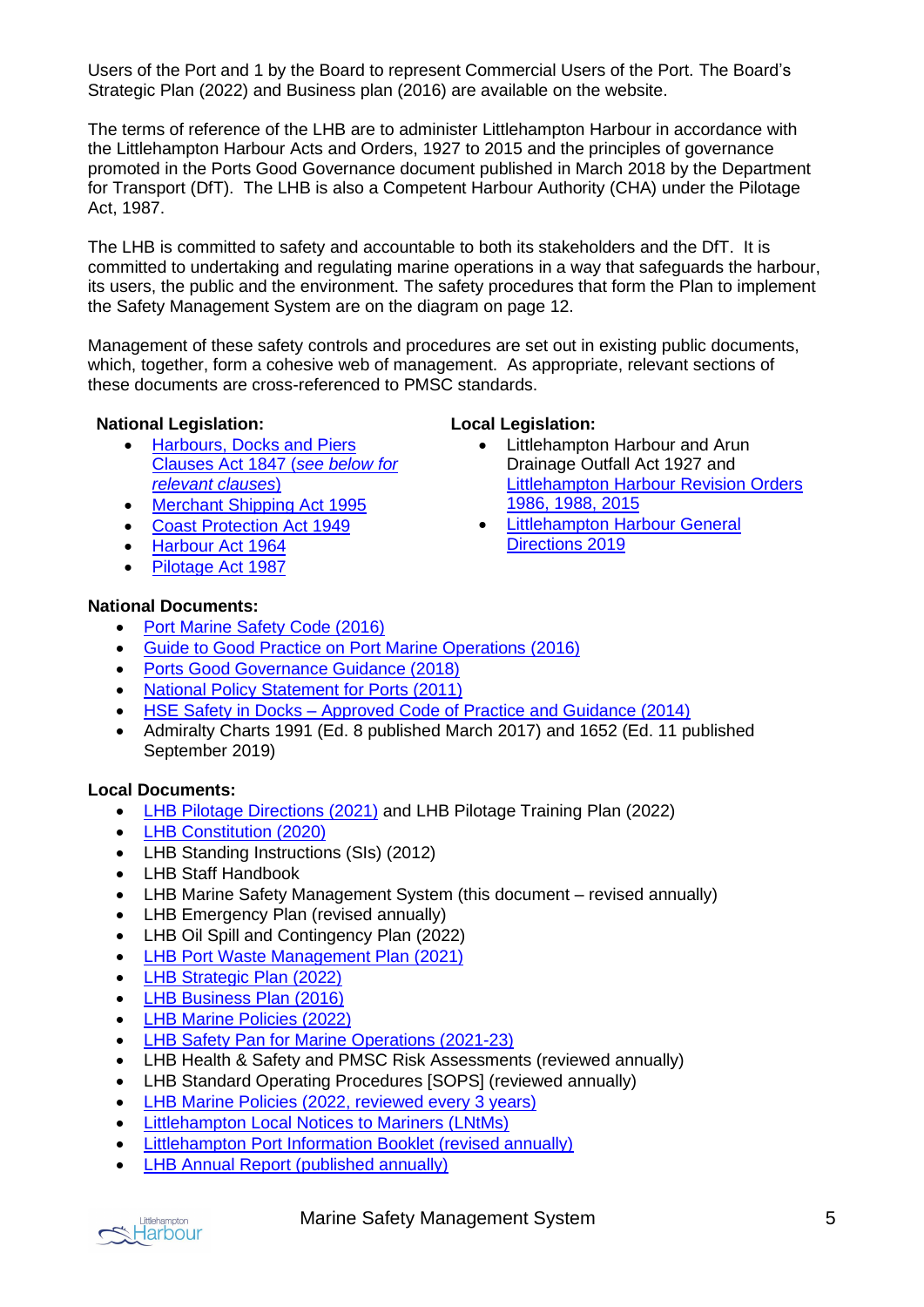Users of the Port and 1 by the Board to represent Commercial Users of the Port. The Board's Strategic Plan (2022) and Business plan (2016) are available on the website.

The terms of reference of the LHB are to administer Littlehampton Harbour in accordance with the Littlehampton Harbour Acts and Orders, 1927 to 2015 and the principles of governance promoted in the Ports Good Governance document published in March 2018 by the Department for Transport (DfT). The LHB is also a Competent Harbour Authority (CHA) under the Pilotage Act, 1987.

The LHB is committed to safety and accountable to both its stakeholders and the DfT. It is committed to undertaking and regulating marine operations in a way that safeguards the harbour, its users, the public and the environment. The safety procedures that form the Plan to implement the Safety Management System are on the diagram on page 12.

Management of these safety controls and procedures are set out in existing public documents, which, together, form a cohesive web of management. As appropriate, relevant sections of these documents are cross-referenced to PMSC standards.

**National Legislation:**

- Harbours, Docks and Piers Clauses Act 1847 (*see below for relevant clauses*)
- Merchant Shipping Act 1995
- Coast Protection Act 1949
- Harbour Act 1964
- Pilotage Act 1987

**Local Legislation:**

- Littlehampton Harbour and Arun Drainage Outfall Act 1927 and Littlehampton Harbour Revision Orders 1986, 1988, 2015
- Littlehampton Harbour General Directions 2019

**National Documents:**

- Port Marine Safety Code (2016)
- Guide to Good Practice on Port Marine Operations (2016)
- Ports Good Governance Guidance (2018)
- National Policy Statement for Ports (2011)
- HSE Safety in Docks – Approved Code of Practice and Guidance (2014)
- Admiralty Charts 1991 (Ed. 8 published March 2017) and 1652 (Ed. 11 published September 2019)

**Local Documents:**

- LHB Pilotage Directions (2021) and LHB Pilotage Training Plan (2022)
- LHB Constitution (2020)
- LHB Standing Instructions (SIs) (2012)
- LHB Staff Handbook
- LHB Marine Safety Management System (this document – revised annually)
- LHB Emergency Plan (revised annually)
- LHB Oil Spill and Contingency Plan (2022)
- LHB Port Waste Management Plan (2021)
- LHB Strategic Plan (2022)
- LHB Business Plan (2016)
- LHB Marine Policies (2022)
- LHB Safety Pan for Marine Operations (2021-23)
- LHB Health & Safety and PMSC Risk Assessments (reviewed annually)
- LHB Standard Operating Procedures [SOPS] (reviewed annually)
- LHB Marine Policies (2022, reviewed every 3 years)
- Littlehampton Local Notices to Mariners (LNtMs)
- Littlehampton Port Information Booklet (revised annually)
- LHB Annual Report (published annually)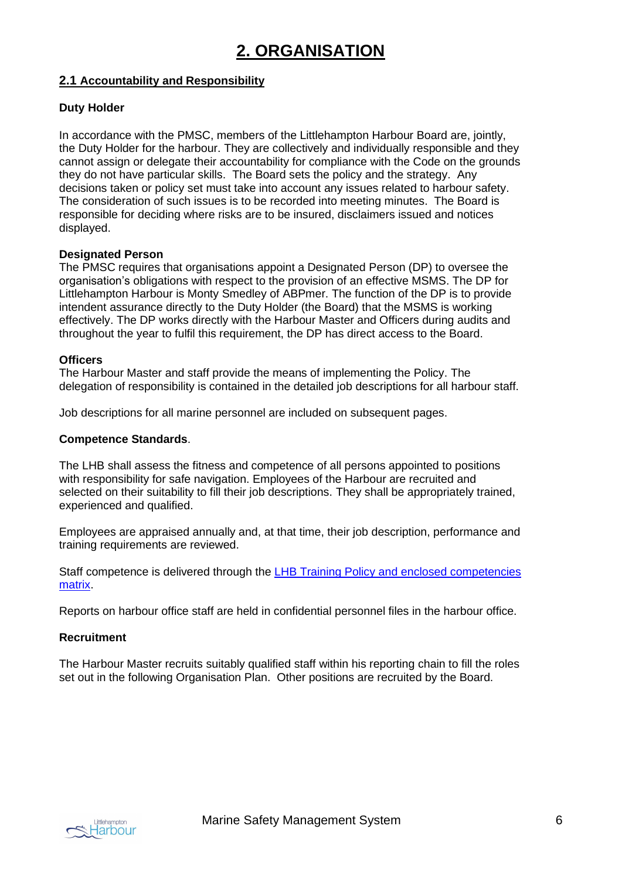# 2. ORGANISATION

## 2.1 Accountability and Responsibility

**Duty Holder**

In accordance with the PMSC, members of the Littlehampton Harbour Board are, jointly, the Duty Holder for the harbour. They are collectively and individually responsible and they cannot assign or delegate their accountability for compliance with the Code on the grounds they do not have particular skills. The Board sets the policy and the strategy. Any decisions taken or policy set must take into account any issues related to harbour safety. The consideration of such issues is to be recorded into meeting minutes. The Board is responsible for deciding where risks are to be insured, disclaimers issued and notices displayed.

**Designated Person**

The PMSC requires that organisations appoint a Designated Person (DP) to oversee the organisation's obligations with respect to the provision of an effective MSMS. The DP for Littlehampton Harbour is Monty Smedley of ABPmer. The function of the DP is to provide intendent assurance directly to the Duty Holder (the Board) that the MSMS is working effectively. The DP works directly with the Harbour Master and Officers during audits and throughout the year to fulfil this requirement, the DP has direct access to the Board.

**Officers**

The Harbour Master and staff provide the means of implementing the Policy. The delegation of responsibility is contained in the detailed job descriptions for all harbour staff.

Job descriptions for all marine personnel are included on subsequent pages.

**Competence Standards**.

The LHB shall assess the fitness and competence of all persons appointed to positions with responsibility for safe navigation. Employees of the Harbour are recruited and selected on their suitability to fill their job descriptions. They shall be appropriately trained, experienced and qualified.

Employees are appraised annually and, at that time, their job description, performance and training requirements are reviewed.

Staff competence is delivered through the LHB Training Policy and enclosed competencies matrix.

Reports on harbour office staff are held in confidential personnel files in the harbour office.

**Recruitment**

The Harbour Master recruits suitably qualified staff within his reporting chain to fill the roles set out in the following Organisation Plan. Other positions are recruited by the Board.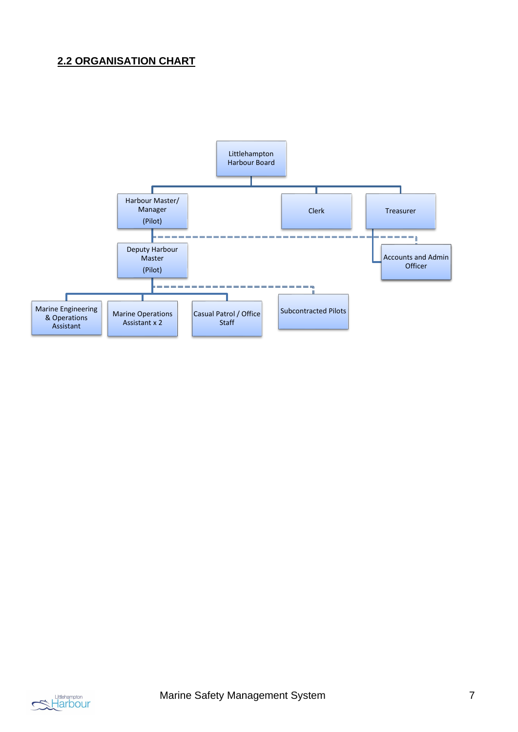## 2.2 ORGANISATION CHART

- Littlehampton Harbour Board
  - Harbour Master/ Manager (Pilot)
    - Deputy Harbour Master (Pilot)
      - Marine Engineering & Operations Assistant
      - Marine Operations Assistant x 2
      - Casual Patrol / Office Staff
      - Subcontracted Pilots (dashed line)
    - Accounts and Admin Officer (dashed line)
  - Clerk
  - Treasurer
    - Accounts and Admin Officer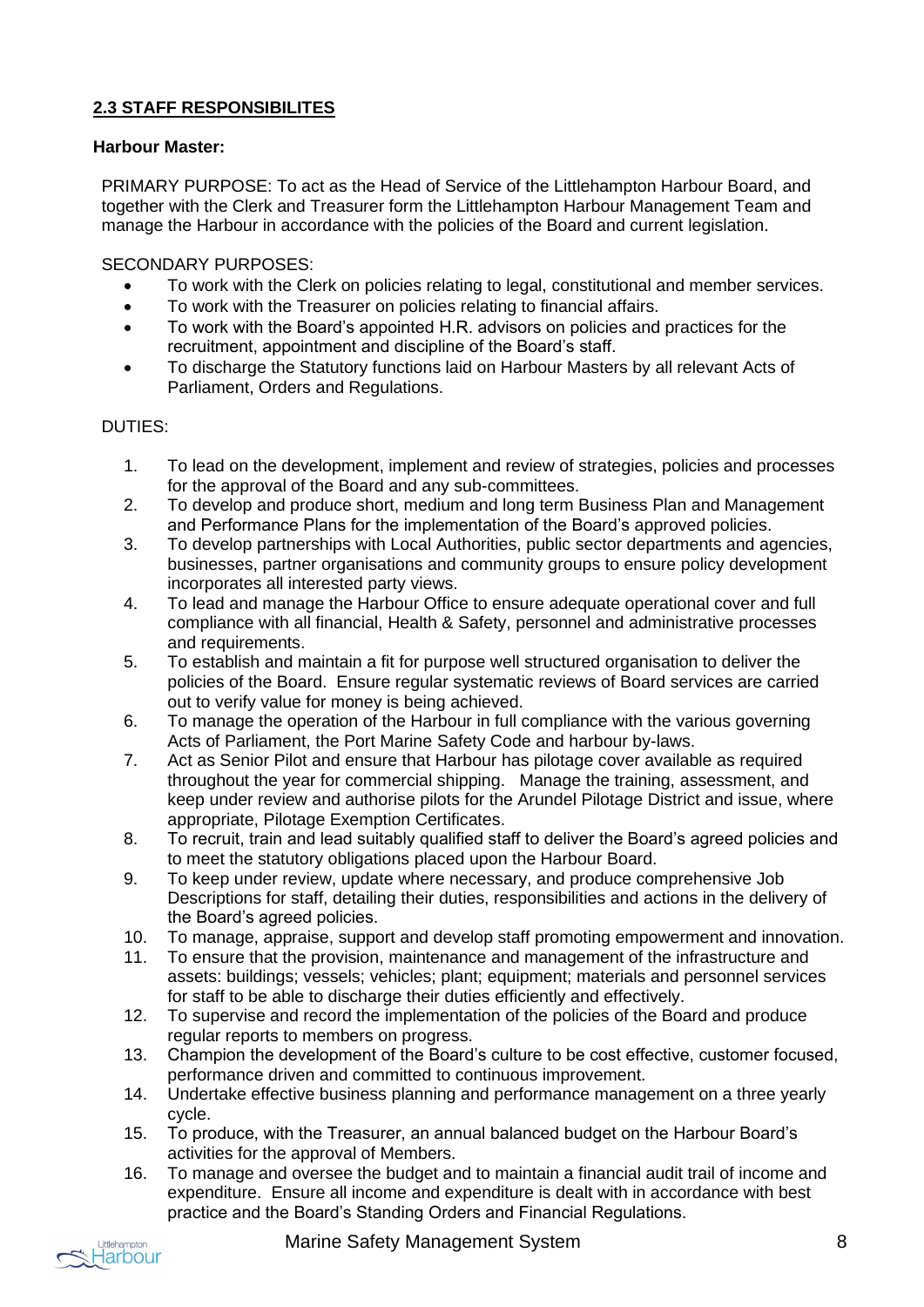## 2.3 STAFF RESPONSIBILITES

**Harbour Master:**

PRIMARY PURPOSE: To act as the Head of Service of the Littlehampton Harbour Board, and together with the Clerk and Treasurer form the Littlehampton Harbour Management Team and manage the Harbour in accordance with the policies of the Board and current legislation.

SECONDARY PURPOSES:

- To work with the Clerk on policies relating to legal, constitutional and member services.
- To work with the Treasurer on policies relating to financial affairs.
- To work with the Board's appointed H.R. advisors on policies and practices for the recruitment, appointment and discipline of the Board's staff.
- To discharge the Statutory functions laid on Harbour Masters by all relevant Acts of Parliament, Orders and Regulations.

DUTIES:

1. To lead on the development, implement and review of strategies, policies and processes for the approval of the Board and any sub-committees.
2. To develop and produce short, medium and long term Business Plan and Management and Performance Plans for the implementation of the Board's approved policies.
3. To develop partnerships with Local Authorities, public sector departments and agencies, businesses, partner organisations and community groups to ensure policy development incorporates all interested party views.
4. To lead and manage the Harbour Office to ensure adequate operational cover and full compliance with all financial, Health & Safety, personnel and administrative processes and requirements.
5. To establish and maintain a fit for purpose well structured organisation to deliver the policies of the Board. Ensure regular systematic reviews of Board services are carried out to verify value for money is being achieved.
6. To manage the operation of the Harbour in full compliance with the various governing Acts of Parliament, the Port Marine Safety Code and harbour by-laws.
7. Act as Senior Pilot and ensure that Harbour has pilotage cover available as required throughout the year for commercial shipping. Manage the training, assessment, and keep under review and authorise pilots for the Arundel Pilotage District and issue, where appropriate, Pilotage Exemption Certificates.
8. To recruit, train and lead suitably qualified staff to deliver the Board's agreed policies and to meet the statutory obligations placed upon the Harbour Board.
9. To keep under review, update where necessary, and produce comprehensive Job Descriptions for staff, detailing their duties, responsibilities and actions in the delivery of the Board's agreed policies.
10. To manage, appraise, support and develop staff promoting empowerment and innovation.
11. To ensure that the provision, maintenance and management of the infrastructure and assets: buildings; vessels; vehicles; plant; equipment; materials and personnel services for staff to be able to discharge their duties efficiently and effectively.
12. To supervise and record the implementation of the policies of the Board and produce regular reports to members on progress.
13. Champion the development of the Board's culture to be cost effective, customer focused, performance driven and committed to continuous improvement.
14. Undertake effective business planning and performance management on a three yearly cycle.
15. To produce, with the Treasurer, an annual balanced budget on the Harbour Board's activities for the approval of Members.
16. To manage and oversee the budget and to maintain a financial audit trail of income and expenditure. Ensure all income and expenditure is dealt with in accordance with best practice and the Board's Standing Orders and Financial Regulations.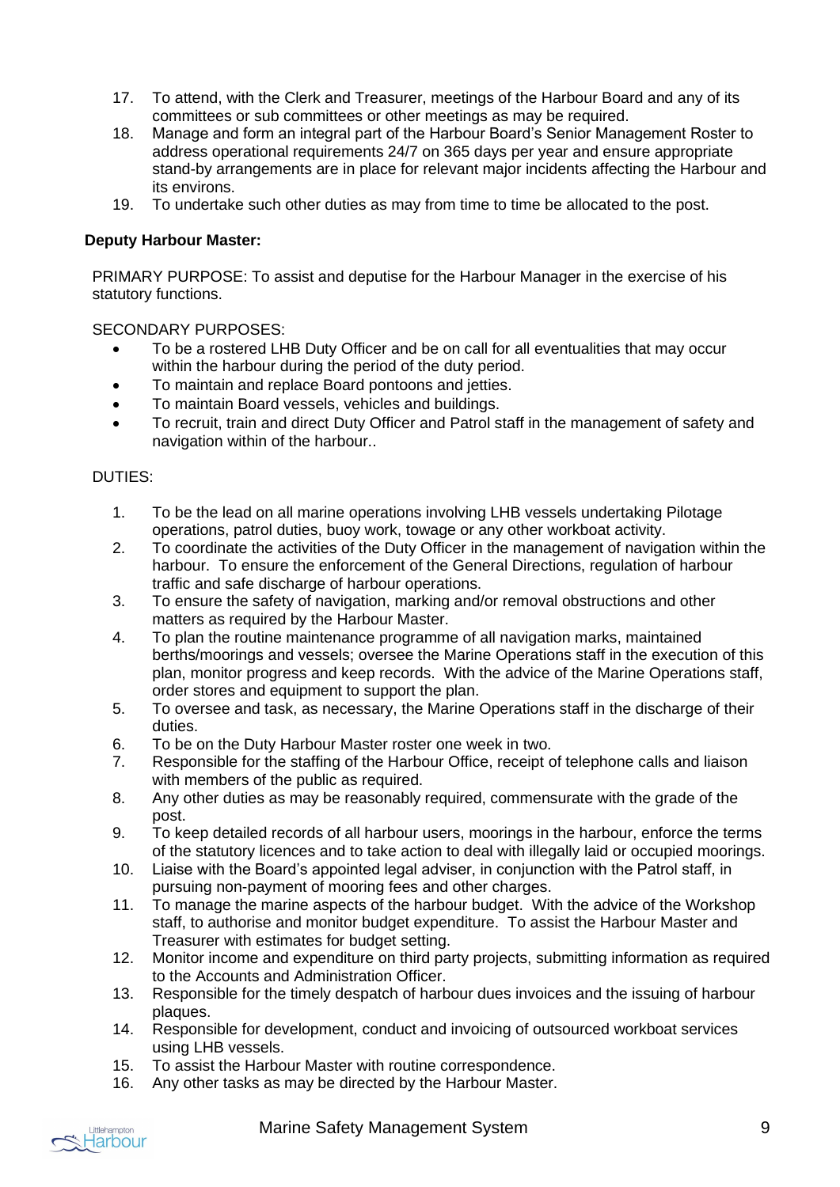17. To attend, with the Clerk and Treasurer, meetings of the Harbour Board and any of its committees or sub committees or other meetings as may be required.
18. Manage and form an integral part of the Harbour Board's Senior Management Roster to address operational requirements 24/7 on 365 days per year and ensure appropriate stand-by arrangements are in place for relevant major incidents affecting the Harbour and its environs.
19. To undertake such other duties as may from time to time be allocated to the post.

**Deputy Harbour Master:**

PRIMARY PURPOSE: To assist and deputise for the Harbour Manager in the exercise of his statutory functions.

SECONDARY PURPOSES:

- To be a rostered LHB Duty Officer and be on call for all eventualities that may occur within the harbour during the period of the duty period.
- To maintain and replace Board pontoons and jetties.
- To maintain Board vessels, vehicles and buildings.
- To recruit, train and direct Duty Officer and Patrol staff in the management of safety and navigation within of the harbour..

DUTIES:

1. To be the lead on all marine operations involving LHB vessels undertaking Pilotage operations, patrol duties, buoy work, towage or any other workboat activity.
2. To coordinate the activities of the Duty Officer in the management of navigation within the harbour. To ensure the enforcement of the General Directions, regulation of harbour traffic and safe discharge of harbour operations.
3. To ensure the safety of navigation, marking and/or removal obstructions and other matters as required by the Harbour Master.
4. To plan the routine maintenance programme of all navigation marks, maintained berths/moorings and vessels; oversee the Marine Operations staff in the execution of this plan, monitor progress and keep records. With the advice of the Marine Operations staff, order stores and equipment to support the plan.
5. To oversee and task, as necessary, the Marine Operations staff in the discharge of their duties.
6. To be on the Duty Harbour Master roster one week in two.
7. Responsible for the staffing of the Harbour Office, receipt of telephone calls and liaison with members of the public as required.
8. Any other duties as may be reasonably required, commensurate with the grade of the post.
9. To keep detailed records of all harbour users, moorings in the harbour, enforce the terms of the statutory licences and to take action to deal with illegally laid or occupied moorings.
10. Liaise with the Board's appointed legal adviser, in conjunction with the Patrol staff, in pursuing non-payment of mooring fees and other charges.
11. To manage the marine aspects of the harbour budget. With the advice of the Workshop staff, to authorise and monitor budget expenditure. To assist the Harbour Master and Treasurer with estimates for budget setting.
12. Monitor income and expenditure on third party projects, submitting information as required to the Accounts and Administration Officer.
13. Responsible for the timely despatch of harbour dues invoices and the issuing of harbour plaques.
14. Responsible for development, conduct and invoicing of outsourced workboat services using LHB vessels.
15. To assist the Harbour Master with routine correspondence.
16. Any other tasks as may be directed by the Harbour Master.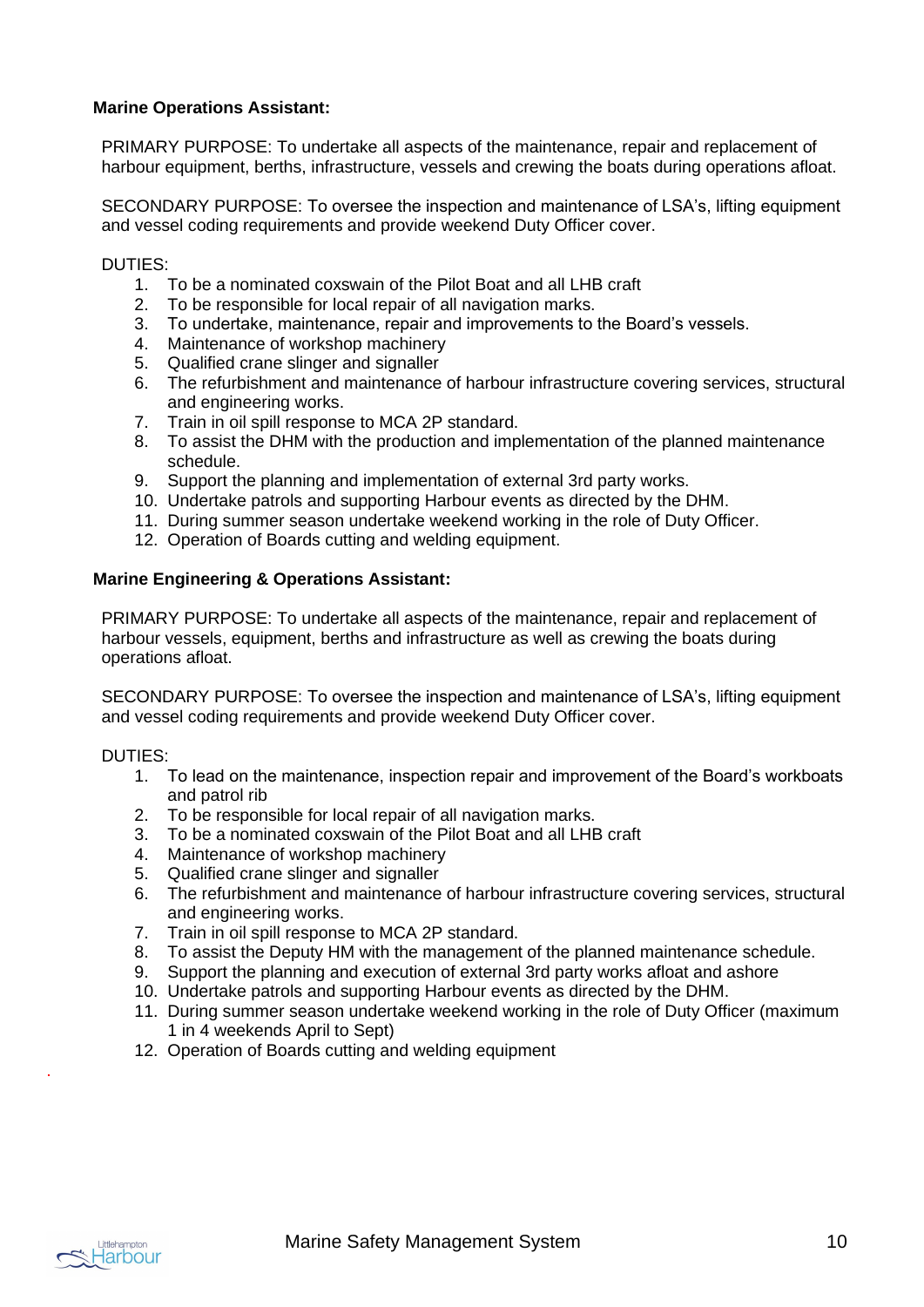**Marine Operations Assistant:**

PRIMARY PURPOSE: To undertake all aspects of the maintenance, repair and replacement of harbour equipment, berths, infrastructure, vessels and crewing the boats during operations afloat.

SECONDARY PURPOSE: To oversee the inspection and maintenance of LSA's, lifting equipment and vessel coding requirements and provide weekend Duty Officer cover.

DUTIES:

1. To be a nominated coxswain of the Pilot Boat and all LHB craft
2. To be responsible for local repair of all navigation marks.
3. To undertake, maintenance, repair and improvements to the Board's vessels.
4. Maintenance of workshop machinery
5. Qualified crane slinger and signaller
6. The refurbishment and maintenance of harbour infrastructure covering services, structural and engineering works.
7. Train in oil spill response to MCA 2P standard.
8. To assist the DHM with the production and implementation of the planned maintenance schedule.
9. Support the planning and implementation of external 3rd party works.
10. Undertake patrols and supporting Harbour events as directed by the DHM.
11. During summer season undertake weekend working in the role of Duty Officer.
12. Operation of Boards cutting and welding equipment.

**Marine Engineering & Operations Assistant:**

PRIMARY PURPOSE: To undertake all aspects of the maintenance, repair and replacement of harbour vessels, equipment, berths and infrastructure as well as crewing the boats during operations afloat.

SECONDARY PURPOSE: To oversee the inspection and maintenance of LSA's, lifting equipment and vessel coding requirements and provide weekend Duty Officer cover.

DUTIES:

1. To lead on the maintenance, inspection repair and improvement of the Board's workboats and patrol rib
2. To be responsible for local repair of all navigation marks.
3. To be a nominated coxswain of the Pilot Boat and all LHB craft
4. Maintenance of workshop machinery
5. Qualified crane slinger and signaller
6. The refurbishment and maintenance of harbour infrastructure covering services, structural and engineering works.
7. Train in oil spill response to MCA 2P standard.
8. To assist the Deputy HM with the management of the planned maintenance schedule.
9. Support the planning and execution of external 3rd party works afloat and ashore
10. Undertake patrols and supporting Harbour events as directed by the DHM.
11. During summer season undertake weekend working in the role of Duty Officer (maximum 1 in 4 weekends April to Sept)
12. Operation of Boards cutting and welding equipment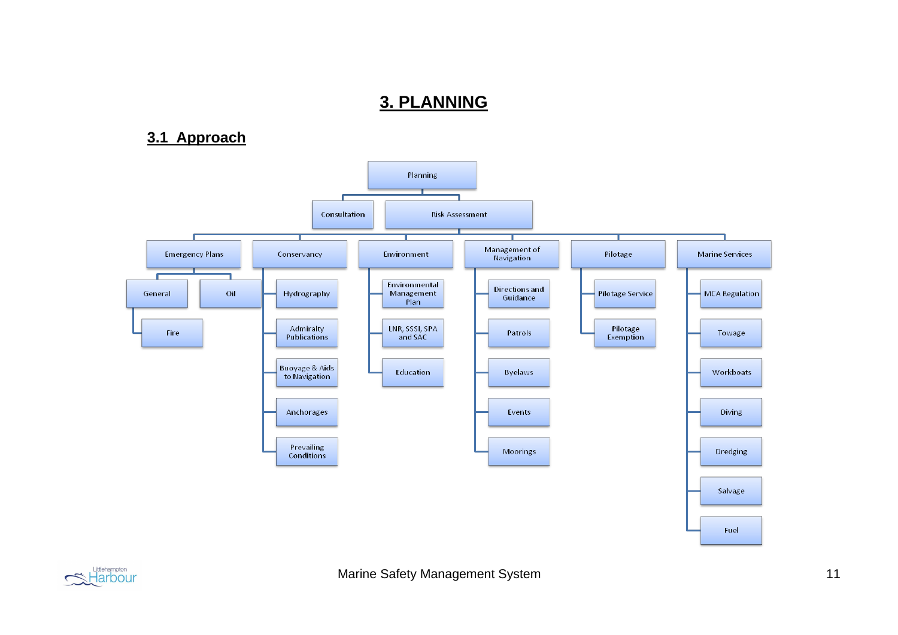# 3. PLANNING

## 3.1 Approach

- Planning
  - Consultation
  - Risk Assessment
    - Emergency Plans
      - General
        - Fire
      - Oil
    - Conservancy
      - Hydrography
      - Admiralty Publications
      - Buoyage & Aids to Navigation
      - Anchorages
      - Prevailing Conditions
    - Environment
      - Environmental Management Plan
      - LNR, SSSI, SPA and SAC
      - Education
    - Management of Navigation
      - Directions and Guidance
      - Patrols
      - Byelaws
      - Events
      - Moorings
    - Pilotage
      - Pilotage Service
      - Pilotage Exemption
    - Marine Services
      - MCA Regulation
      - Towage
      - Workboats
      - Diving
      - Dredging
      - Salvage
      - Fuel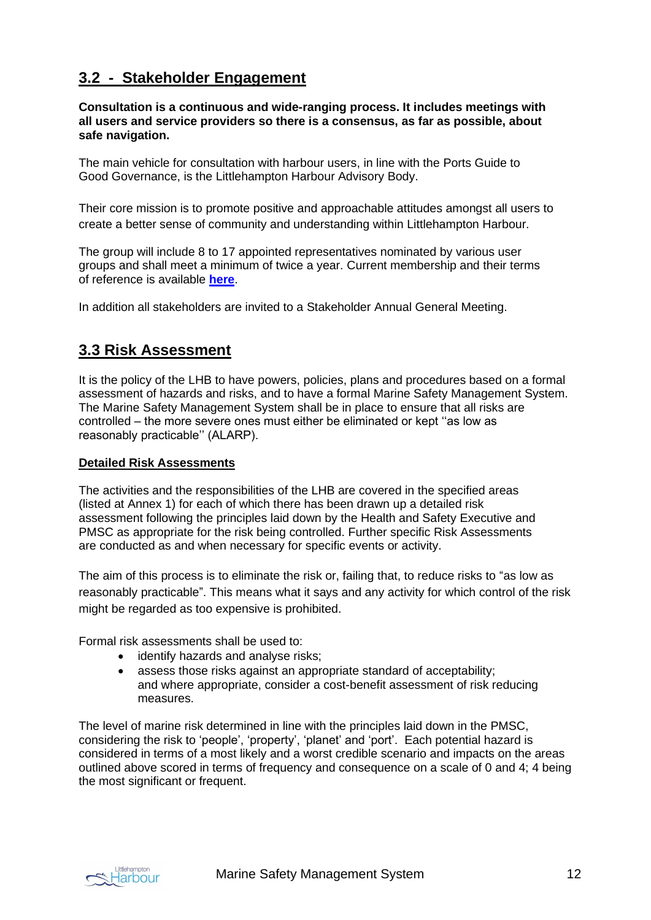## 3.2 - Stakeholder Engagement

**Consultation is a continuous and wide-ranging process. It includes meetings with all users and service providers so there is a consensus, as far as possible, about safe navigation.**

The main vehicle for consultation with harbour users, in line with the Ports Guide to Good Governance, is the Littlehampton Harbour Advisory Body.

Their core mission is to promote positive and approachable attitudes amongst all users to create a better sense of community and understanding within Littlehampton Harbour.

The group will include 8 to 17 appointed representatives nominated by various user groups and shall meet a minimum of twice a year. Current membership and their terms of reference is available **here**.

In addition all stakeholders are invited to a Stakeholder Annual General Meeting.

## 3.3 Risk Assessment

It is the policy of the LHB to have powers, policies, plans and procedures based on a formal assessment of hazards and risks, and to have a formal Marine Safety Management System. The Marine Safety Management System shall be in place to ensure that all risks are controlled – the more severe ones must either be eliminated or kept ''as low as reasonably practicable'' (ALARP).

**Detailed Risk Assessments**

The activities and the responsibilities of the LHB are covered in the specified areas (listed at Annex 1) for each of which there has been drawn up a detailed risk assessment following the principles laid down by the Health and Safety Executive and PMSC as appropriate for the risk being controlled. Further specific Risk Assessments are conducted as and when necessary for specific events or activity.

The aim of this process is to eliminate the risk or, failing that, to reduce risks to "as low as reasonably practicable". This means what it says and any activity for which control of the risk might be regarded as too expensive is prohibited.

Formal risk assessments shall be used to:

- identify hazards and analyse risks;
- assess those risks against an appropriate standard of acceptability; and where appropriate, consider a cost-benefit assessment of risk reducing measures.

The level of marine risk determined in line with the principles laid down in the PMSC, considering the risk to 'people', 'property', 'planet' and 'port'. Each potential hazard is considered in terms of a most likely and a worst credible scenario and impacts on the areas outlined above scored in terms of frequency and consequence on a scale of 0 and 4; 4 being the most significant or frequent.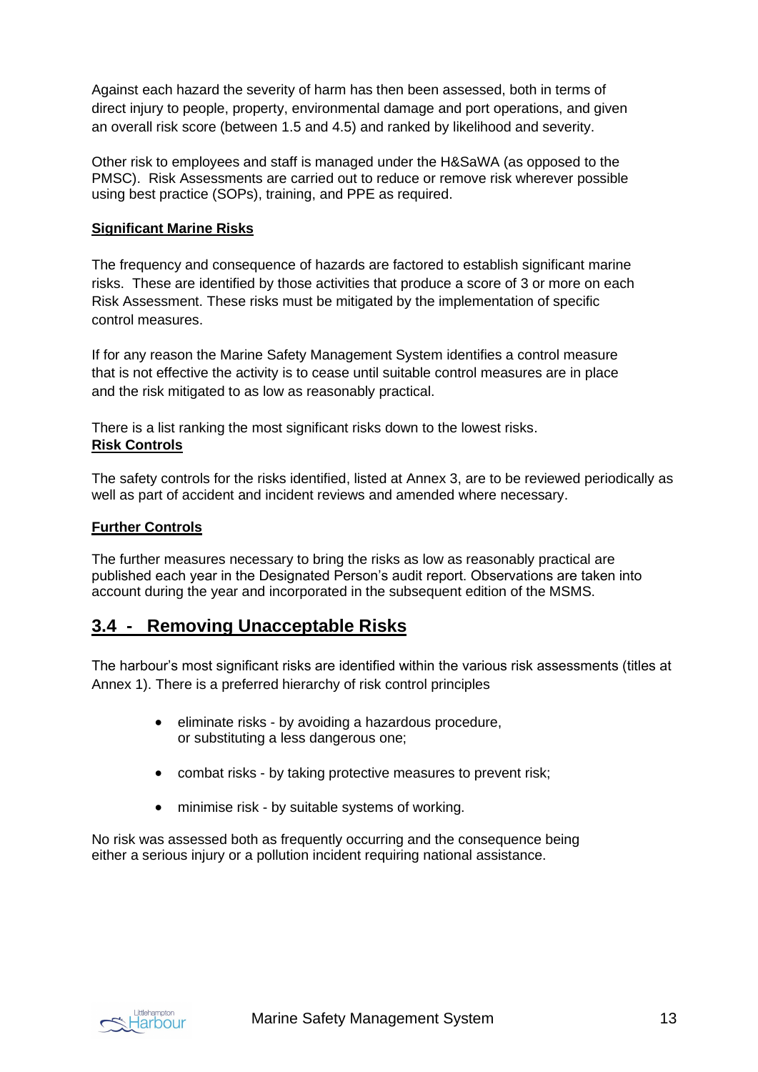Against each hazard the severity of harm has then been assessed, both in terms of direct injury to people, property, environmental damage and port operations, and given an overall risk score (between 1.5 and 4.5) and ranked by likelihood and severity.

Other risk to employees and staff is managed under the H&SaWA (as opposed to the PMSC). Risk Assessments are carried out to reduce or remove risk wherever possible using best practice (SOPs), training, and PPE as required.

**Significant Marine Risks**

The frequency and consequence of hazards are factored to establish significant marine risks. These are identified by those activities that produce a score of 3 or more on each Risk Assessment. These risks must be mitigated by the implementation of specific control measures.

If for any reason the Marine Safety Management System identifies a control measure that is not effective the activity is to cease until suitable control measures are in place and the risk mitigated to as low as reasonably practical.

There is a list ranking the most significant risks down to the lowest risks.

**Risk Controls**

The safety controls for the risks identified, listed at Annex 3, are to be reviewed periodically as well as part of accident and incident reviews and amended where necessary.

**Further Controls**

The further measures necessary to bring the risks as low as reasonably practical are published each year in the Designated Person's audit report. Observations are taken into account during the year and incorporated in the subsequent edition of the MSMS.

## 3.4 - Removing Unacceptable Risks

The harbour's most significant risks are identified within the various risk assessments (titles at Annex 1). There is a preferred hierarchy of risk control principles

- eliminate risks - by avoiding a hazardous procedure, or substituting a less dangerous one;
- combat risks - by taking protective measures to prevent risk;
- minimise risk - by suitable systems of working.

No risk was assessed both as frequently occurring and the consequence being either a serious injury or a pollution incident requiring national assistance.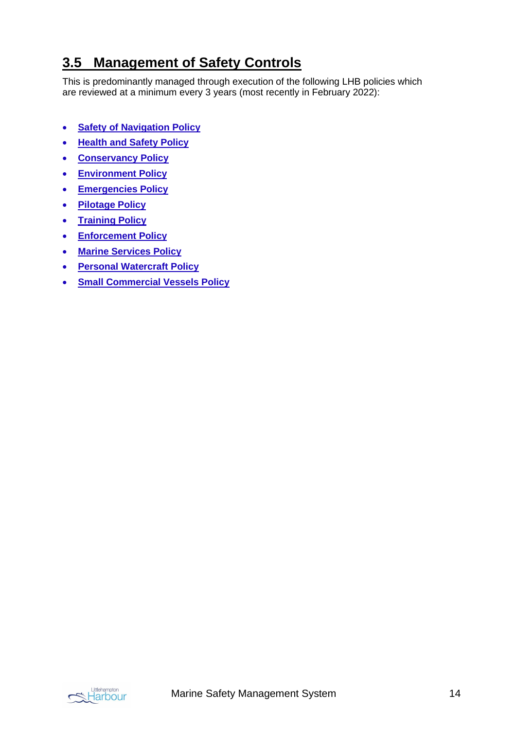## 3.5 Management of Safety Controls

This is predominantly managed through execution of the following LHB policies which are reviewed at a minimum every 3 years (most recently in February 2022):

- **Safety of Navigation Policy**
- **Health and Safety Policy**
- **Conservancy Policy**
- **Environment Policy**
- **Emergencies Policy**
- **Pilotage Policy**
- **Training Policy**
- **Enforcement Policy**
- **Marine Services Policy**
- **Personal Watercraft Policy**
- **Small Commercial Vessels Policy**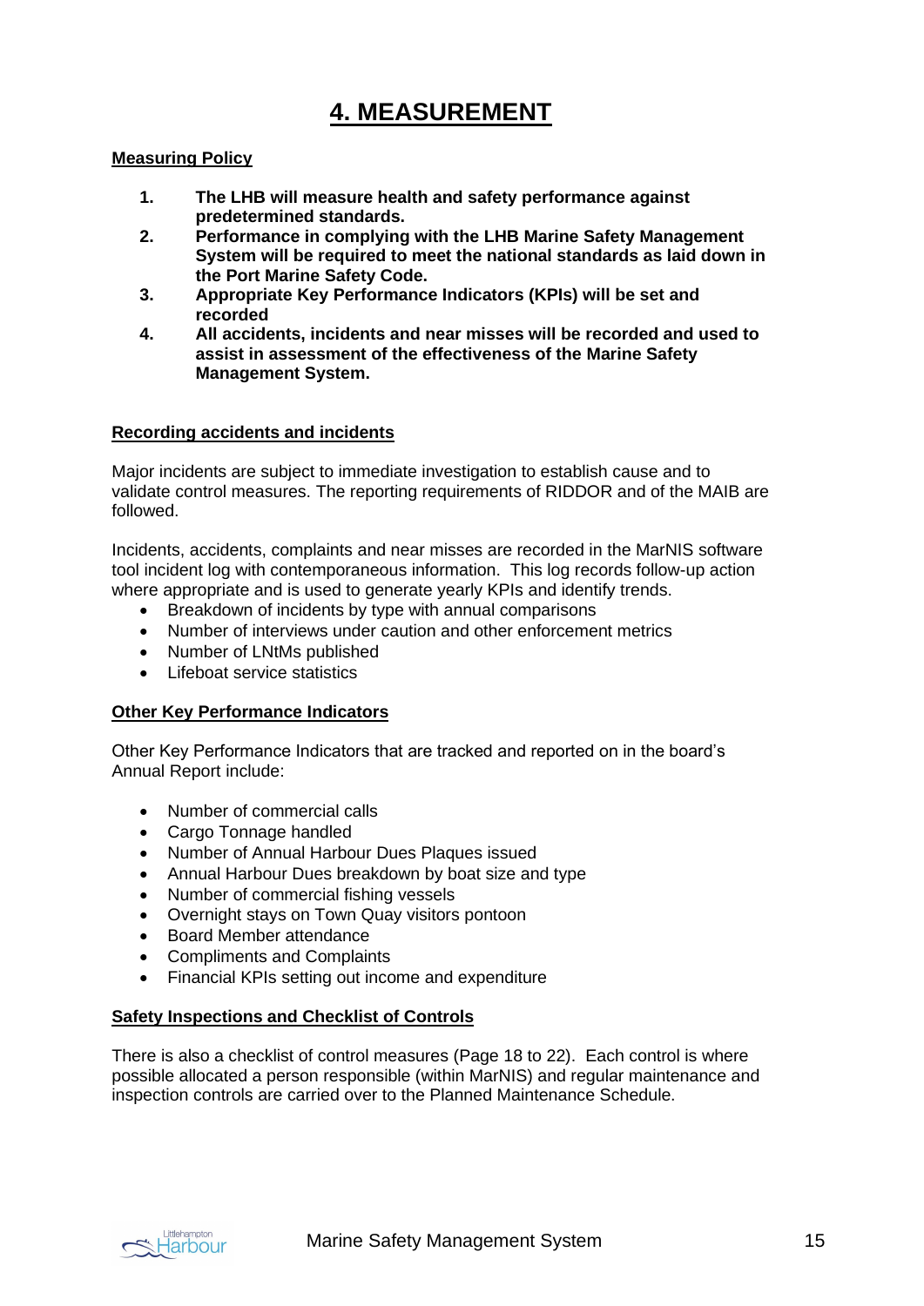# 4. MEASUREMENT

**Measuring Policy**

1. **The LHB will measure health and safety performance against predetermined standards.**
2. **Performance in complying with the LHB Marine Safety Management System will be required to meet the national standards as laid down in the Port Marine Safety Code.**
3. **Appropriate Key Performance Indicators (KPIs) will be set and recorded**
4. **All accidents, incidents and near misses will be recorded and used to assist in assessment of the effectiveness of the Marine Safety Management System.**

**Recording accidents and incidents**

Major incidents are subject to immediate investigation to establish cause and to validate control measures. The reporting requirements of RIDDOR and of the MAIB are followed.

Incidents, accidents, complaints and near misses are recorded in the MarNIS software tool incident log with contemporaneous information. This log records follow-up action where appropriate and is used to generate yearly KPIs and identify trends.

- Breakdown of incidents by type with annual comparisons
- Number of interviews under caution and other enforcement metrics
- Number of LNtMs published
- Lifeboat service statistics

**Other Key Performance Indicators**

Other Key Performance Indicators that are tracked and reported on in the board's Annual Report include:

- Number of commercial calls
- Cargo Tonnage handled
- Number of Annual Harbour Dues Plaques issued
- Annual Harbour Dues breakdown by boat size and type
- Number of commercial fishing vessels
- Overnight stays on Town Quay visitors pontoon
- Board Member attendance
- Compliments and Complaints
- Financial KPIs setting out income and expenditure

**Safety Inspections and Checklist of Controls**

There is also a checklist of control measures (Page 18 to 22). Each control is where possible allocated a person responsible (within MarNIS) and regular maintenance and inspection controls are carried over to the Planned Maintenance Schedule.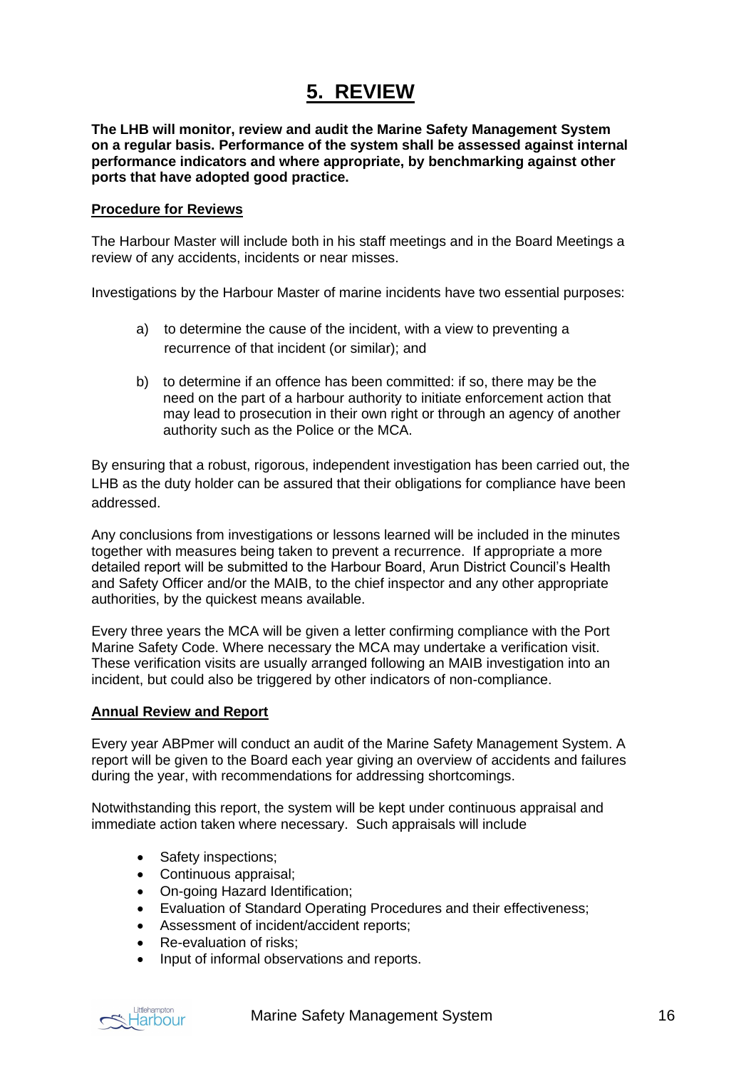# 5. REVIEW

**The LHB will monitor, review and audit the Marine Safety Management System on a regular basis. Performance of the system shall be assessed against internal performance indicators and where appropriate, by benchmarking against other ports that have adopted good practice.**

**Procedure for Reviews**

The Harbour Master will include both in his staff meetings and in the Board Meetings a review of any accidents, incidents or near misses.

Investigations by the Harbour Master of marine incidents have two essential purposes:

a) to determine the cause of the incident, with a view to preventing a recurrence of that incident (or similar); and

b) to determine if an offence has been committed: if so, there may be the need on the part of a harbour authority to initiate enforcement action that may lead to prosecution in their own right or through an agency of another authority such as the Police or the MCA.

By ensuring that a robust, rigorous, independent investigation has been carried out, the LHB as the duty holder can be assured that their obligations for compliance have been addressed.

Any conclusions from investigations or lessons learned will be included in the minutes together with measures being taken to prevent a recurrence. If appropriate a more detailed report will be submitted to the Harbour Board, Arun District Council's Health and Safety Officer and/or the MAIB, to the chief inspector and any other appropriate authorities, by the quickest means available.

Every three years the MCA will be given a letter confirming compliance with the Port Marine Safety Code. Where necessary the MCA may undertake a verification visit. These verification visits are usually arranged following an MAIB investigation into an incident, but could also be triggered by other indicators of non-compliance.

**Annual Review and Report**

Every year ABPmer will conduct an audit of the Marine Safety Management System. A report will be given to the Board each year giving an overview of accidents and failures during the year, with recommendations for addressing shortcomings.

Notwithstanding this report, the system will be kept under continuous appraisal and immediate action taken where necessary. Such appraisals will include

- Safety inspections;
- Continuous appraisal;
- On-going Hazard Identification;
- Evaluation of Standard Operating Procedures and their effectiveness;
- Assessment of incident/accident reports;
- Re-evaluation of risks;
- Input of informal observations and reports.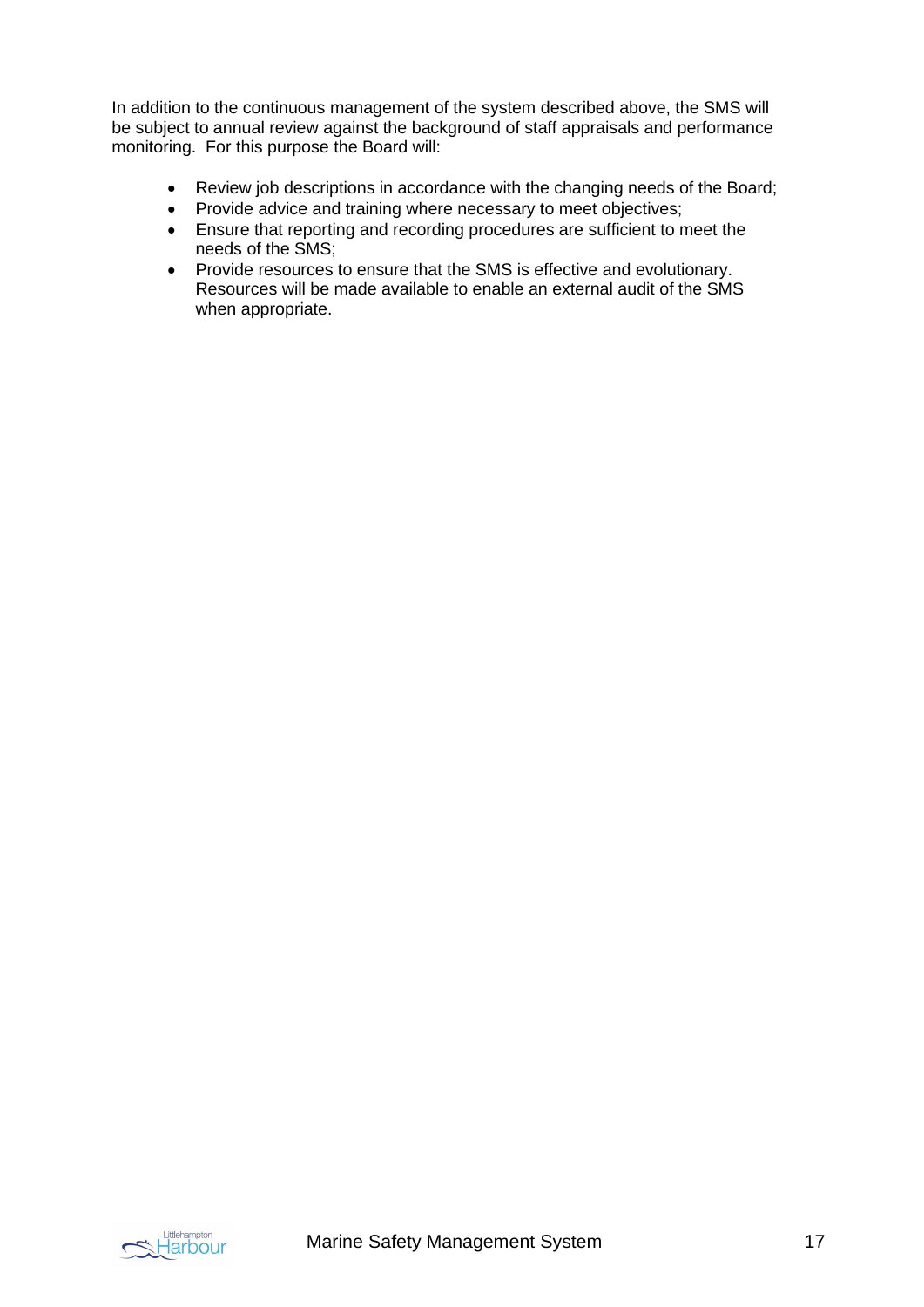In addition to the continuous management of the system described above, the SMS will be subject to annual review against the background of staff appraisals and performance monitoring. For this purpose the Board will:

- Review job descriptions in accordance with the changing needs of the Board;
- Provide advice and training where necessary to meet objectives;
- Ensure that reporting and recording procedures are sufficient to meet the needs of the SMS;
- Provide resources to ensure that the SMS is effective and evolutionary. Resources will be made available to enable an external audit of the SMS when appropriate.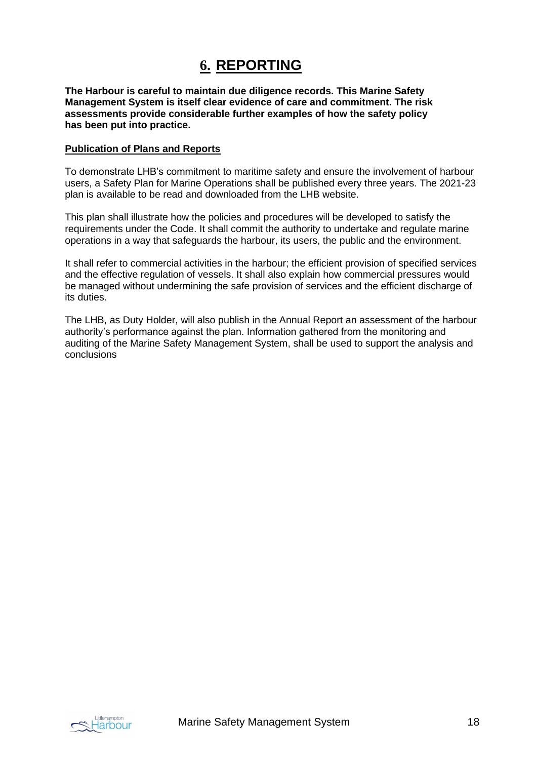# 6. REPORTING

**The Harbour is careful to maintain due diligence records. This Marine Safety Management System is itself clear evidence of care and commitment. The risk assessments provide considerable further examples of how the safety policy has been put into practice.**

**Publication of Plans and Reports**

To demonstrate LHB's commitment to maritime safety and ensure the involvement of harbour users, a Safety Plan for Marine Operations shall be published every three years. The 2021-23 plan is available to be read and downloaded from the LHB website.

This plan shall illustrate how the policies and procedures will be developed to satisfy the requirements under the Code. It shall commit the authority to undertake and regulate marine operations in a way that safeguards the harbour, its users, the public and the environment.

It shall refer to commercial activities in the harbour; the efficient provision of specified services and the effective regulation of vessels. It shall also explain how commercial pressures would be managed without undermining the safe provision of services and the efficient discharge of its duties.

The LHB, as Duty Holder, will also publish in the Annual Report an assessment of the harbour authority's performance against the plan. Information gathered from the monitoring and auditing of the Marine Safety Management System, shall be used to support the analysis and conclusions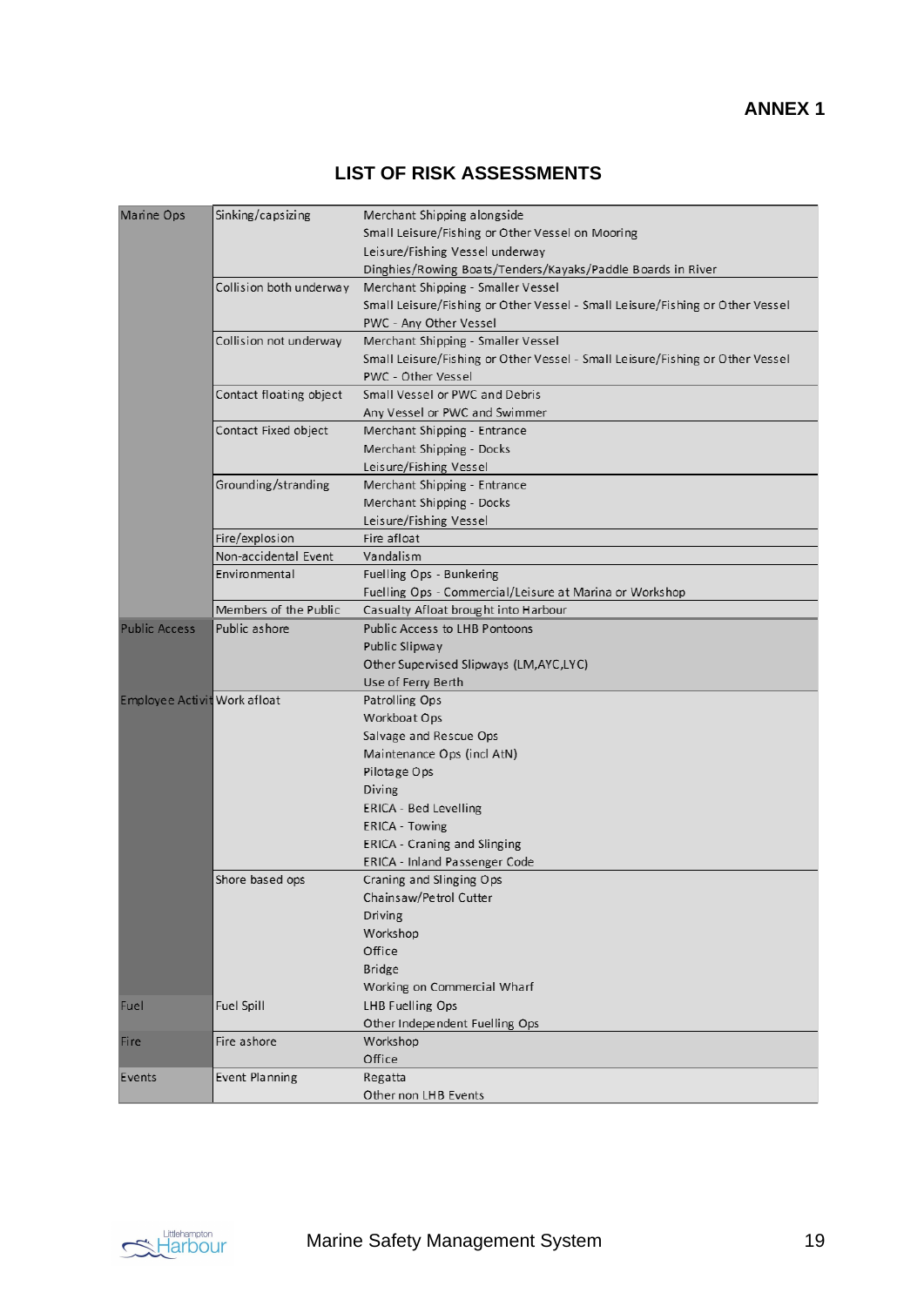**ANNEX 1**

## LIST OF RISK ASSESSMENTS

| | | |
|---|---|---|
| Marine Ops | Sinking/capsizing | Merchant Shipping alongside |
| | | Small Leisure/Fishing or Other Vessel on Mooring |
| | | Leisure/Fishing Vessel underway |
| | | Dinghies/Rowing Boats/Tenders/Kayaks/Paddle Boards in River |
| | Collision both underway | Merchant Shipping - Smaller Vessel |
| | | Small Leisure/Fishing or Other Vessel - Small Leisure/Fishing or Other Vessel |
| | | PWC - Any Other Vessel |
| | Collision not underway | Merchant Shipping - Smaller Vessel |
| | | Small Leisure/Fishing or Other Vessel - Small Leisure/Fishing or Other Vessel |
| | | PWC - Other Vessel |
| | Contact floating object | Small Vessel or PWC and Debris |
| | | Any Vessel or PWC and Swimmer |
| | Contact Fixed object | Merchant Shipping - Entrance |
| | | Merchant Shipping - Docks |
| | | Leisure/Fishing Vessel |
| | Grounding/stranding | Merchant Shipping - Entrance |
| | | Merchant Shipping - Docks |
| | | Leisure/Fishing Vessel |
| | Fire/explosion | Fire afloat |
| | Non-accidental Event | Vandalism |
| | Environmental | Fuelling Ops - Bunkering |
| | | Fuelling Ops - Commercial/Leisure at Marina or Workshop |
| | Members of the Public | Casualty Afloat brought into Harbour |
| Public Access | Public ashore | Public Access to LHB Pontoons |
| | | Public Slipway |
| | | Other Supervised Slipways (LM,AYC,LYC) |
| | | Use of Ferry Berth |
| Employee Activit | Work afloat | Patrolling Ops |
| | | Workboat Ops |
| | | Salvage and Rescue Ops |
| | | Maintenance Ops (incl AtN) |
| | | Pilotage Ops |
| | | Diving |
| | | ERICA - Bed Levelling |
| | | ERICA - Towing |
| | | ERICA - Craning and Slinging |
| | | ERICA - Inland Passenger Code |
| | Shore based ops | Craning and Slinging Ops |
| | | Chainsaw/Petrol Cutter |
| | | Driving |
| | | Workshop |
| | | Office |
| | | Bridge |
| | | Working on Commercial Wharf |
| Fuel | Fuel Spill | LHB Fuelling Ops |
| | | Other Independent Fuelling Ops |
| Fire | Fire ashore | Workshop |
| | | Office |
| Events | Event Planning | Regatta |
| | | Other non LHB Events |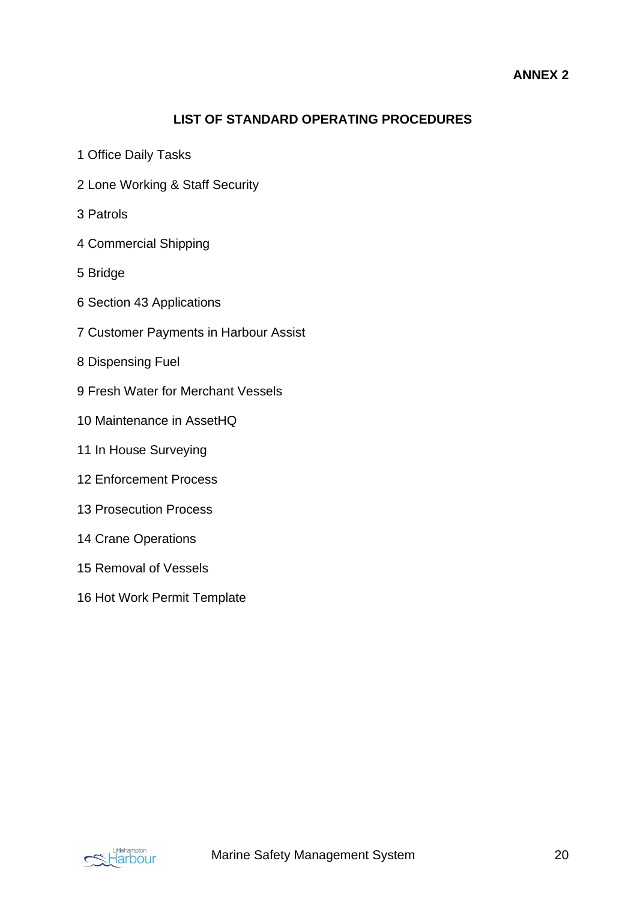**ANNEX 2**

## LIST OF STANDARD OPERATING PROCEDURES

1 Office Daily Tasks

2 Lone Working & Staff Security

3 Patrols

4 Commercial Shipping

5 Bridge

6 Section 43 Applications

7 Customer Payments in Harbour Assist

8 Dispensing Fuel

9 Fresh Water for Merchant Vessels

10 Maintenance in AssetHQ

11 In House Surveying

12 Enforcement Process

13 Prosecution Process

14 Crane Operations

15 Removal of Vessels

16 Hot Work Permit Template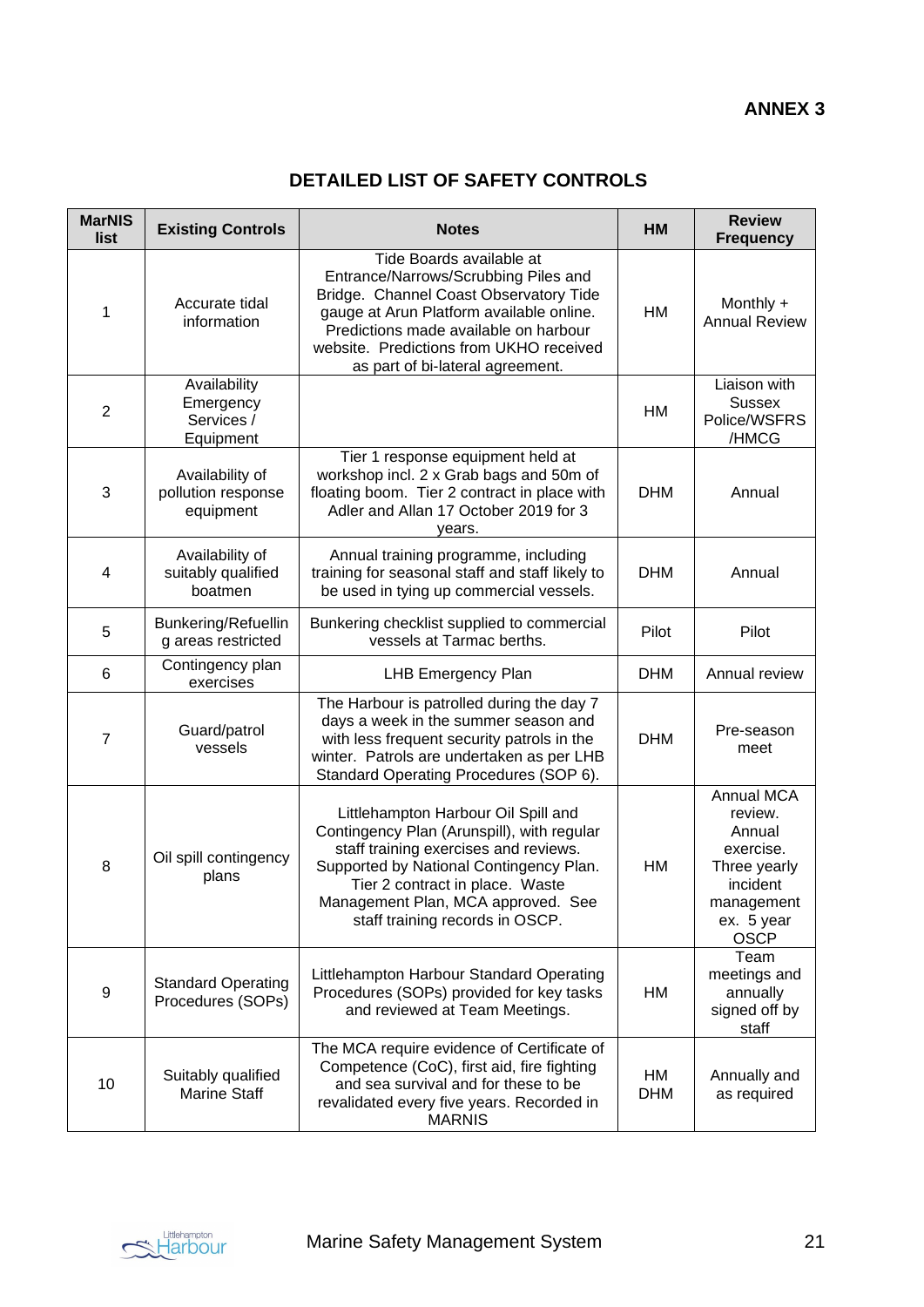**ANNEX 3**

## DETAILED LIST OF SAFETY CONTROLS

| MarNIS list | Existing Controls | Notes | HM | Review Frequency |
|---|---|---|---|---|
| 1 | Accurate tidal information | Tide Boards available at Entrance/Narrows/Scrubbing Piles and Bridge. Channel Coast Observatory Tide gauge at Arun Platform available online. Predictions made available on harbour website. Predictions from UKHO received as part of bi-lateral agreement. | HM | Monthly + Annual Review |
| 2 | Availability Emergency Services / Equipment | | HM | Liaison with Sussex Police/WSFRS /HMCG |
| 3 | Availability of pollution response equipment | Tier 1 response equipment held at workshop incl. 2 x Grab bags and 50m of floating boom. Tier 2 contract in place with Adler and Allan 17 October 2019 for 3 years. | DHM | Annual |
| 4 | Availability of suitably qualified boatmen | Annual training programme, including training for seasonal staff and staff likely to be used in tying up commercial vessels. | DHM | Annual |
| 5 | Bunkering/Refuelling areas restricted | Bunkering checklist supplied to commercial vessels at Tarmac berths. | Pilot | Pilot |
| 6 | Contingency plan exercises | LHB Emergency Plan | DHM | Annual review |
| 7 | Guard/patrol vessels | The Harbour is patrolled during the day 7 days a week in the summer season and with less frequent security patrols in the winter. Patrols are undertaken as per LHB Standard Operating Procedures (SOP 6). | DHM | Pre-season meet |
| 8 | Oil spill contingency plans | Littlehampton Harbour Oil Spill and Contingency Plan (Arunspill), with regular staff training exercises and reviews. Supported by National Contingency Plan. Tier 2 contract in place. Waste Management Plan, MCA approved. See staff training records in OSCP. | HM | Annual MCA review. Annual exercise. Three yearly incident management ex. 5 year OSCP |
| 9 | Standard Operating Procedures (SOPs) | Littlehampton Harbour Standard Operating Procedures (SOPs) provided for key tasks and reviewed at Team Meetings. | HM | Team meetings and annually signed off by staff |
| 10 | Suitably qualified Marine Staff | The MCA require evidence of Certificate of Competence (CoC), first aid, fire fighting and sea survival and for these to be revalidated every five years. Recorded in MARNIS | HM DHM | Annually and as required |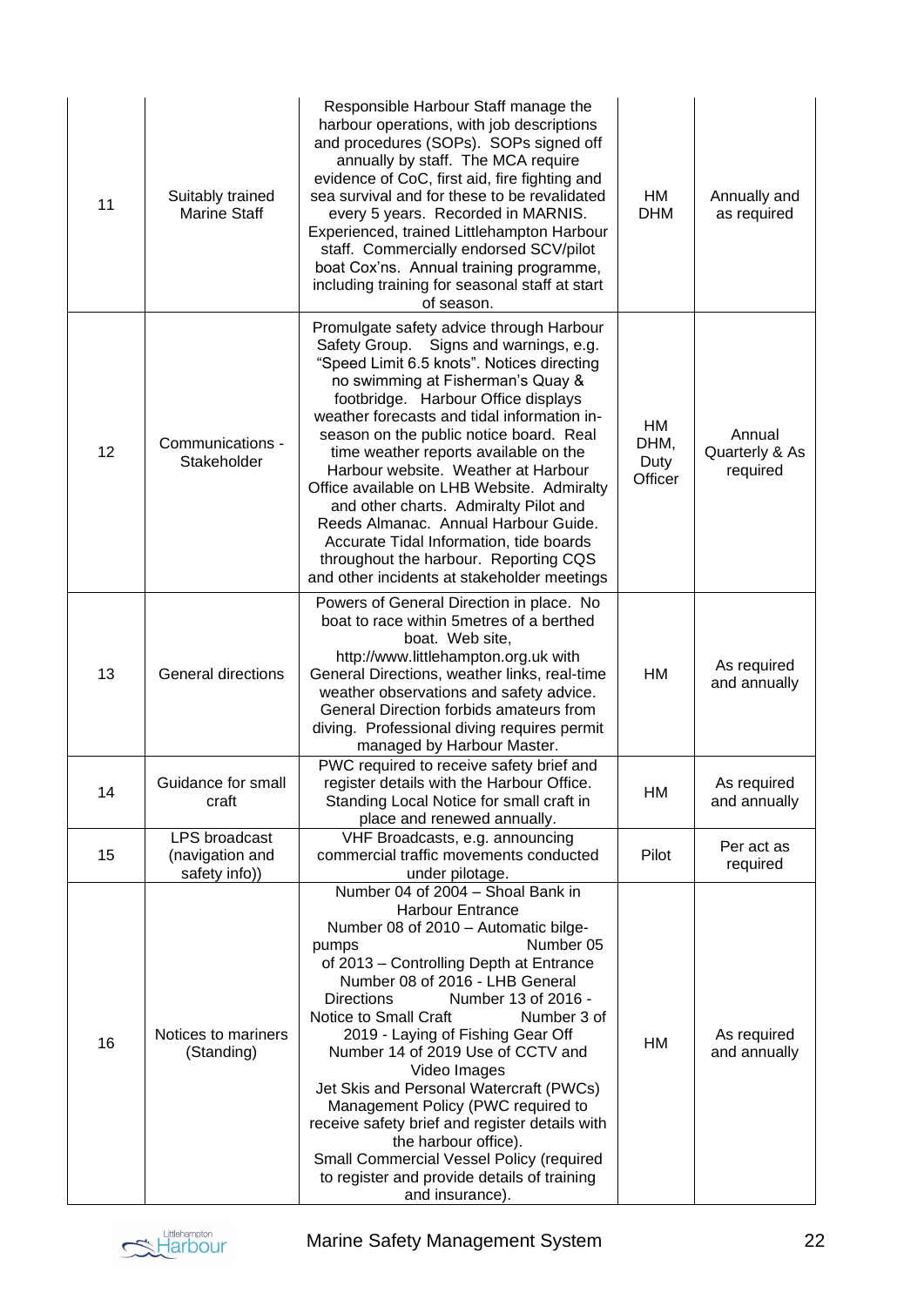| 11 | Suitably trained Marine Staff | Responsible Harbour Staff manage the harbour operations, with job descriptions and procedures (SOPs). SOPs signed off annually by staff. The MCA require evidence of CoC, first aid, fire fighting and sea survival and for these to be revalidated every 5 years. Recorded in MARNIS. Experienced, trained Littlehampton Harbour staff. Commercially endorsed SCV/pilot boat Cox'ns. Annual training programme, including training for seasonal staff at start of season. | HM DHM | Annually and as required |
|---|---|---|---|---|
| 12 | Communications - Stakeholder | Promulgate safety advice through Harbour Safety Group. Signs and warnings, e.g. "Speed Limit 6.5 knots". Notices directing no swimming at Fisherman's Quay & footbridge. Harbour Office displays weather forecasts and tidal information in-season on the public notice board. Real time weather reports available on the Harbour website. Weather at Harbour Office available on LHB Website. Admiralty and other charts. Admiralty Pilot and Reeds Almanac. Annual Harbour Guide. Accurate Tidal Information, tide boards throughout the harbour. Reporting CQS and other incidents at stakeholder meetings | HM DHM, Duty Officer | Annual Quarterly & As required |
| 13 | General directions | Powers of General Direction in place. No boat to race within 5metres of a berthed boat. Web site, http://www.littlehampton.org.uk with General Directions, weather links, real-time weather observations and safety advice. General Direction forbids amateurs from diving. Professional diving requires permit managed by Harbour Master. | HM | As required and annually |
| 14 | Guidance for small craft | PWC required to receive safety brief and register details with the Harbour Office. Standing Local Notice for small craft in place and renewed annually. | HM | As required and annually |
| 15 | LPS broadcast (navigation and safety info)) | VHF Broadcasts, e.g. announcing commercial traffic movements conducted under pilotage. | Pilot | Per act as required |
| 16 | Notices to mariners (Standing) | Number 04 of 2004 – Shoal Bank in Harbour Entrance<br>Number 08 of 2010 – Automatic bilge-pumps<br>Number 05 of 2013 – Controlling Depth at Entrance<br>Number 08 of 2016 - LHB General Directions<br>Number 13 of 2016 - Notice to Small Craft<br>Number 3 of 2019 - Laying of Fishing Gear Off<br>Number 14 of 2019 Use of CCTV and Video Images<br>Jet Skis and Personal Watercraft (PWCs) Management Policy (PWC required to receive safety brief and register details with the harbour office).<br>Small Commercial Vessel Policy (required to register and provide details of training and insurance). | HM | As required and annually |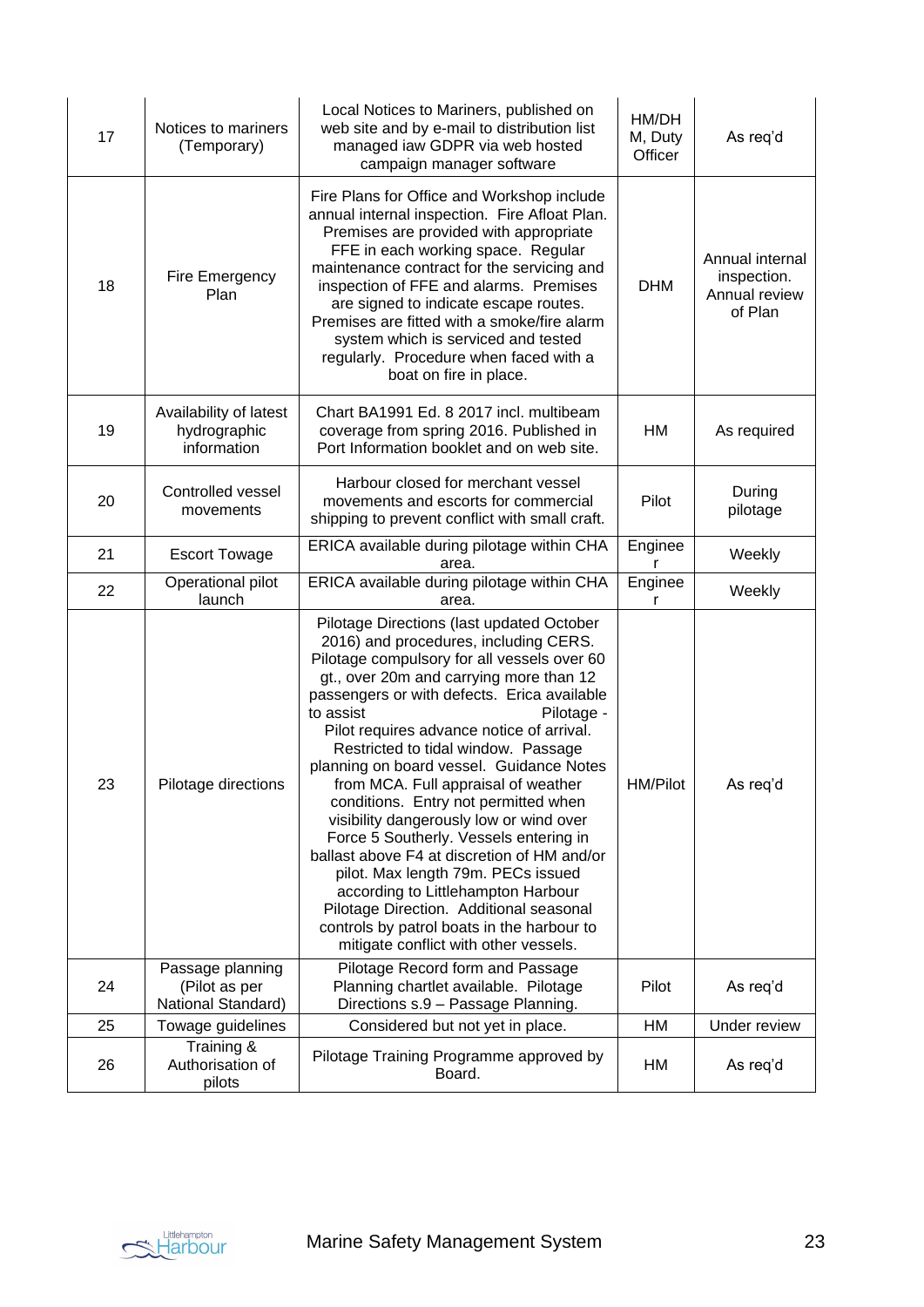| 17 | Notices to mariners (Temporary) | Local Notices to Mariners, published on web site and by e-mail to distribution list managed iaw GDPR via web hosted campaign manager software | HM/DHM, Duty Officer | As req'd |
|---|---|---|---|---|
| 18 | Fire Emergency Plan | Fire Plans for Office and Workshop include annual internal inspection. Fire Afloat Plan. Premises are provided with appropriate FFE in each working space. Regular maintenance contract for the servicing and inspection of FFE and alarms. Premises are signed to indicate escape routes. Premises are fitted with a smoke/fire alarm system which is serviced and tested regularly. Procedure when faced with a boat on fire in place. | DHM | Annual internal inspection. Annual review of Plan |
| 19 | Availability of latest hydrographic information | Chart BA1991 Ed. 8 2017 incl. multibeam coverage from spring 2016. Published in Port Information booklet and on web site. | HM | As required |
| 20 | Controlled vessel movements | Harbour closed for merchant vessel movements and escorts for commercial shipping to prevent conflict with small craft. | Pilot | During pilotage |
| 21 | Escort Towage | ERICA available during pilotage within CHA area. | Engineer | Weekly |
| 22 | Operational pilot launch | ERICA available during pilotage within CHA area. | Engineer | Weekly |
| 23 | Pilotage directions | Pilotage Directions (last updated October 2016) and procedures, including CERS. Pilotage compulsory for all vessels over 60 gt., over 20m and carrying more than 12 passengers or with defects. Erica available to assist Pilotage - Pilot requires advance notice of arrival. Restricted to tidal window. Passage planning on board vessel. Guidance Notes from MCA. Full appraisal of weather conditions. Entry not permitted when visibility dangerously low or wind over Force 5 Southerly. Vessels entering in ballast above F4 at discretion of HM and/or pilot. Max length 79m. PECs issued according to Littlehampton Harbour Pilotage Direction. Additional seasonal controls by patrol boats in the harbour to mitigate conflict with other vessels. | HM/Pilot | As req'd |
| 24 | Passage planning (Pilot as per National Standard) | Pilotage Record form and Passage Planning chartlet available. Pilotage Directions s.9 – Passage Planning. | Pilot | As req'd |
| 25 | Towage guidelines | Considered but not yet in place. | HM | Under review |
| 26 | Training & Authorisation of pilots | Pilotage Training Programme approved by Board. | HM | As req'd |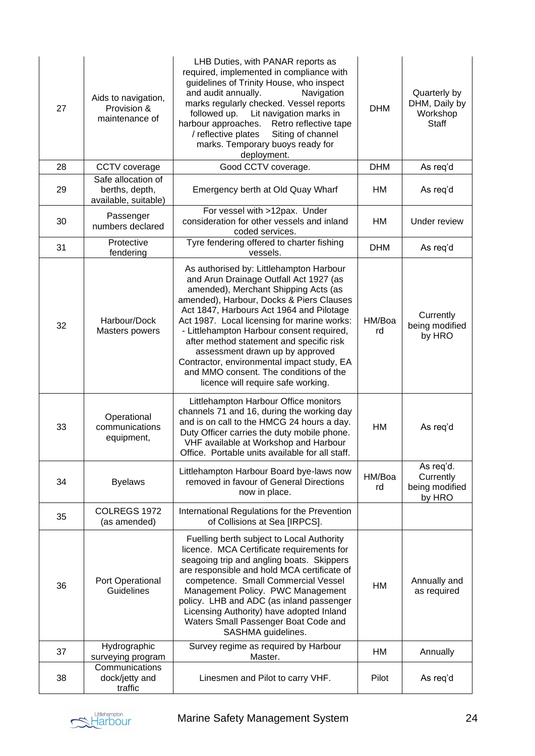| 27 | Aids to navigation, Provision & maintenance of | LHB Duties, with PANAR reports as required, implemented in compliance with guidelines of Trinity House, who inspect and audit annually. Navigation marks regularly checked. Vessel reports followed up. Lit navigation marks in harbour approaches. Retro reflective tape / reflective plates Siting of channel marks. Temporary buoys ready for deployment. | DHM | Quarterly by DHM, Daily by Workshop Staff |
|---|---|---|---|---|
| 28 | CCTV coverage | Good CCTV coverage. | DHM | As req'd |
| 29 | Safe allocation of berths, depth, available, suitable) | Emergency berth at Old Quay Wharf | HM | As req'd |
| 30 | Passenger numbers declared | For vessel with >12pax. Under consideration for other vessels and inland coded services. | HM | Under review |
| 31 | Protective fendering | Tyre fendering offered to charter fishing vessels. | DHM | As req'd |
| 32 | Harbour/Dock Masters powers | As authorised by: Littlehampton Harbour and Arun Drainage Outfall Act 1927 (as amended), Merchant Shipping Acts (as amended), Harbour, Docks & Piers Clauses Act 1847, Harbours Act 1964 and Pilotage Act 1987. Local licensing for marine works: - Littlehampton Harbour consent required, after method statement and specific risk assessment drawn up by approved Contractor, environmental impact study, EA and MMO consent. The conditions of the licence will require safe working. | HM/Board | Currently being modified by HRO |
| 33 | Operational communications equipment, | Littlehampton Harbour Office monitors channels 71 and 16, during the working day and is on call to the HMCG 24 hours a day. Duty Officer carries the duty mobile phone. VHF available at Workshop and Harbour Office. Portable units available for all staff. | HM | As req'd |
| 34 | Byelaws | Littlehampton Harbour Board bye-laws now removed in favour of General Directions now in place. | HM/Board | As req'd. Currently being modified by HRO |
| 35 | COLREGS 1972 (as amended) | International Regulations for the Prevention of Collisions at Sea [IRPCS]. | | |
| 36 | Port Operational Guidelines | Fuelling berth subject to Local Authority licence. MCA Certificate requirements for seagoing trip and angling boats. Skippers are responsible and hold MCA certificate of competence. Small Commercial Vessel Management Policy. PWC Management policy. LHB and ADC (as inland passenger Licensing Authority) have adopted Inland Waters Small Passenger Boat Code and SASHMA guidelines. | HM | Annually and as required |
| 37 | Hydrographic surveying program | Survey regime as required by Harbour Master. | HM | Annually |
| 38 | Communications dock/jetty and traffic | Linesmen and Pilot to carry VHF. | Pilot | As req'd |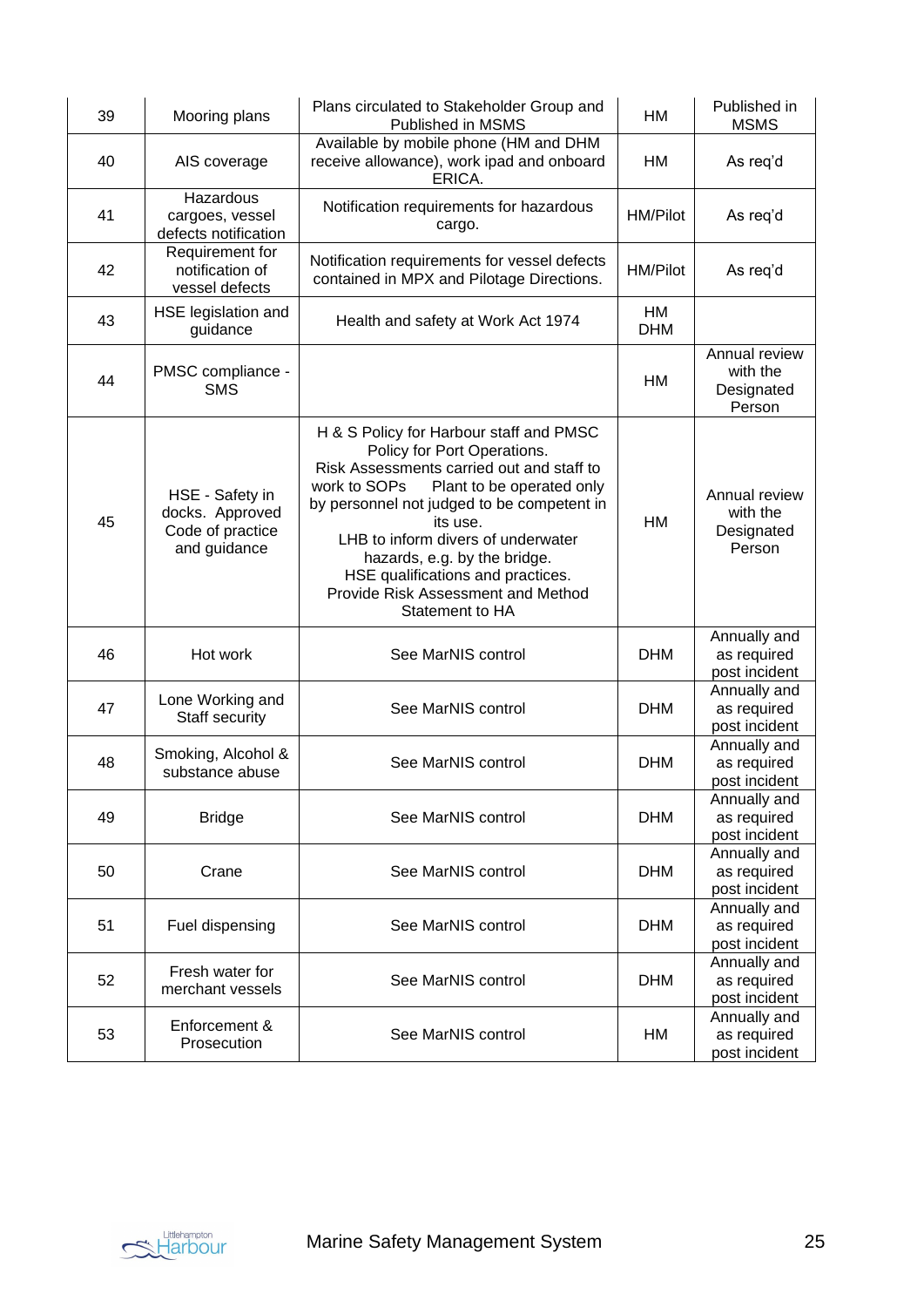| 39 | Mooring plans | Plans circulated to Stakeholder Group and Published in MSMS | HM | Published in MSMS |
|---|---|---|---|---|
| 40 | AIS coverage | Available by mobile phone (HM and DHM receive allowance), work ipad and onboard ERICA. | HM | As req'd |
| 41 | Hazardous cargoes, vessel defects notification | Notification requirements for hazardous cargo. | HM/Pilot | As req'd |
| 42 | Requirement for notification of vessel defects | Notification requirements for vessel defects contained in MPX and Pilotage Directions. | HM/Pilot | As req'd |
| 43 | HSE legislation and guidance | Health and safety at Work Act 1974 | HM DHM | |
| 44 | PMSC compliance - SMS | | HM | Annual review with the Designated Person |
| 45 | HSE - Safety in docks. Approved Code of practice and guidance | H & S Policy for Harbour staff and PMSC Policy for Port Operations. Risk Assessments carried out and staff to work to SOPs Plant to be operated only by personnel not judged to be competent in its use. LHB to inform divers of underwater hazards, e.g. by the bridge. HSE qualifications and practices. Provide Risk Assessment and Method Statement to HA | HM | Annual review with the Designated Person |
| 46 | Hot work | See MarNIS control | DHM | Annually and as required post incident |
| 47 | Lone Working and Staff security | See MarNIS control | DHM | Annually and as required post incident |
| 48 | Smoking, Alcohol & substance abuse | See MarNIS control | DHM | Annually and as required post incident |
| 49 | Bridge | See MarNIS control | DHM | Annually and as required post incident |
| 50 | Crane | See MarNIS control | DHM | Annually and as required post incident |
| 51 | Fuel dispensing | See MarNIS control | DHM | Annually and as required post incident |
| 52 | Fresh water for merchant vessels | See MarNIS control | DHM | Annually and as required post incident |
| 53 | Enforcement & Prosecution | See MarNIS control | HM | Annually and as required post incident |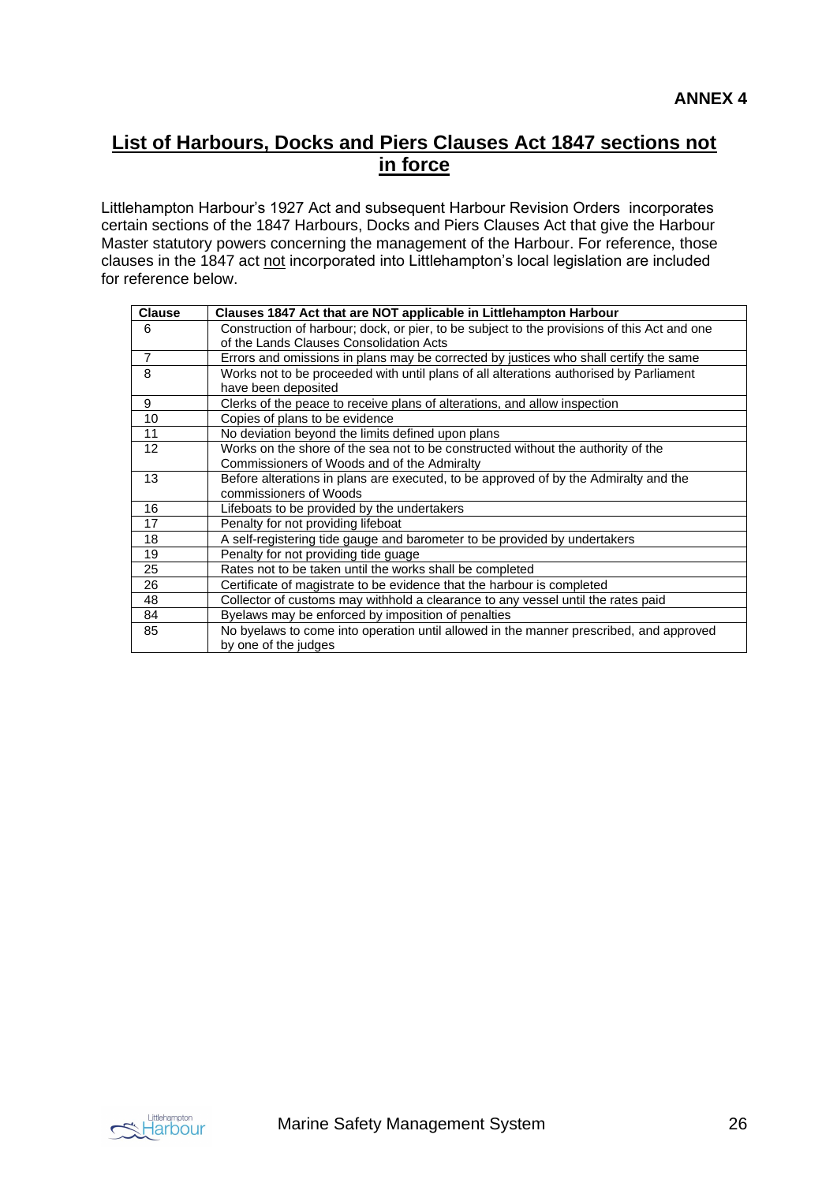**ANNEX 4**

# List of Harbours, Docks and Piers Clauses Act 1847 sections not in force

Littlehampton Harbour's 1927 Act and subsequent Harbour Revision Orders incorporates certain sections of the 1847 Harbours, Docks and Piers Clauses Act that give the Harbour Master statutory powers concerning the management of the Harbour. For reference, those clauses in the 1847 act not incorporated into Littlehampton's local legislation are included for reference below.

| Clause | Clauses 1847 Act that are NOT applicable in Littlehampton Harbour |
|---|---|
| 6 | Construction of harbour; dock, or pier, to be subject to the provisions of this Act and one of the Lands Clauses Consolidation Acts |
| 7 | Errors and omissions in plans may be corrected by justices who shall certify the same |
| 8 | Works not to be proceeded with until plans of all alterations authorised by Parliament have been deposited |
| 9 | Clerks of the peace to receive plans of alterations, and allow inspection |
| 10 | Copies of plans to be evidence |
| 11 | No deviation beyond the limits defined upon plans |
| 12 | Works on the shore of the sea not to be constructed without the authority of the Commissioners of Woods and of the Admiralty |
| 13 | Before alterations in plans are executed, to be approved of by the Admiralty and the commissioners of Woods |
| 16 | Lifeboats to be provided by the undertakers |
| 17 | Penalty for not providing lifeboat |
| 18 | A self-registering tide gauge and barometer to be provided by undertakers |
| 19 | Penalty for not providing tide guage |
| 25 | Rates not to be taken until the works shall be completed |
| 26 | Certificate of magistrate to be evidence that the harbour is completed |
| 48 | Collector of customs may withhold a clearance to any vessel until the rates paid |
| 84 | Byelaws may be enforced by imposition of penalties |
| 85 | No byelaws to come into operation until allowed in the manner prescribed, and approved by one of the judges |